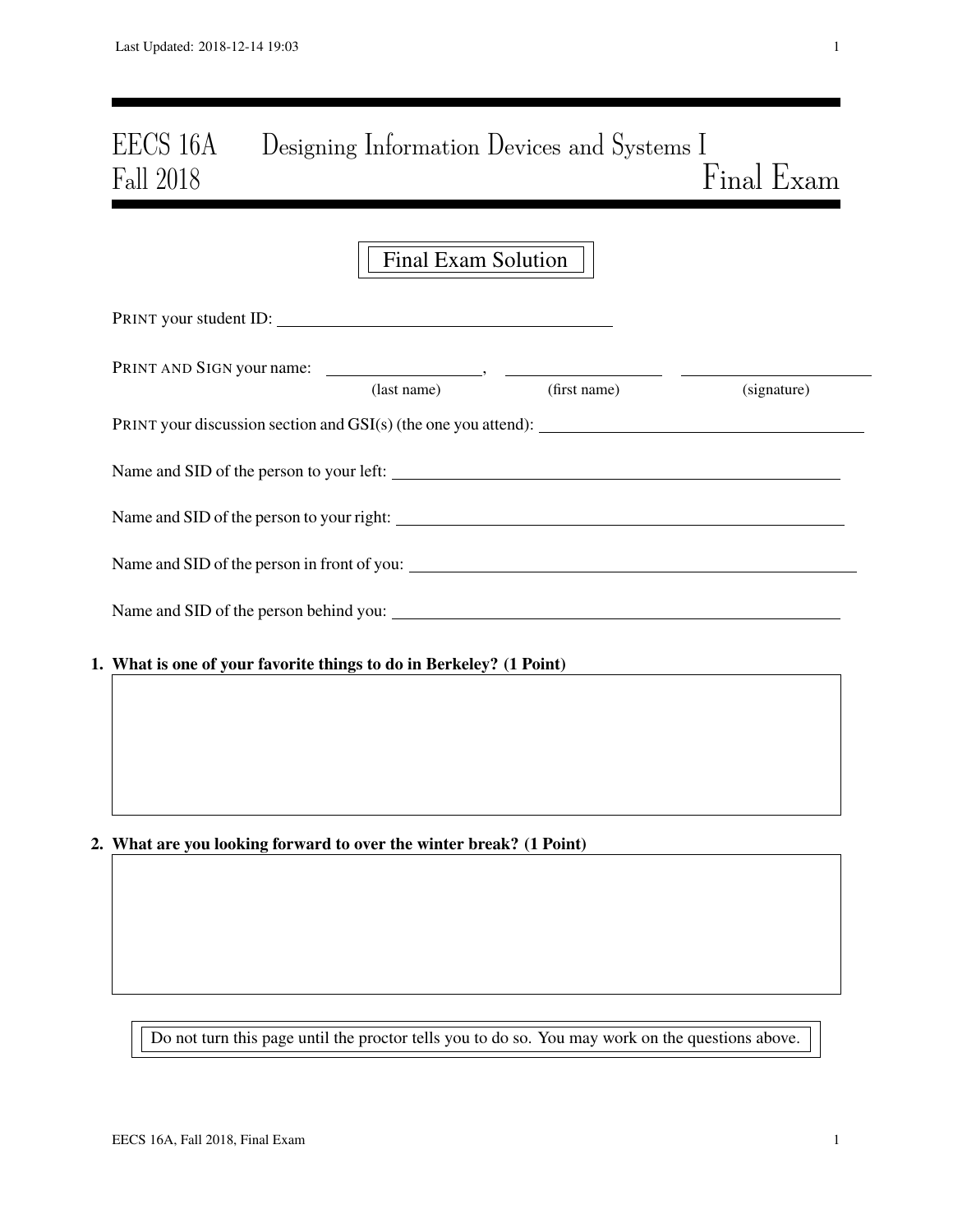# EECS 16A Designing Information Devices and Systems I
## Fall 2018 Final Exam

Final Exam Solution

PRINT your student ID: ______________________

PRINT AND SIGN your name: ______________, ______________ ______________
(last name) (first name) (signature)

PRINT your discussion section and GSI(s) (the one you attend): ______________________

Name and SID of the person to your left: ______________________

Name and SID of the person to your right: ______________________

Name and SID of the person in front of you: ______________________

Name and SID of the person behind you: ______________________

**1. What is one of your favorite things to do in Berkeley? (1 Point)**

**2. What are you looking forward to over the winter break? (1 Point)**

Do not turn this page until the proctor tells you to do so. You may work on the questions above.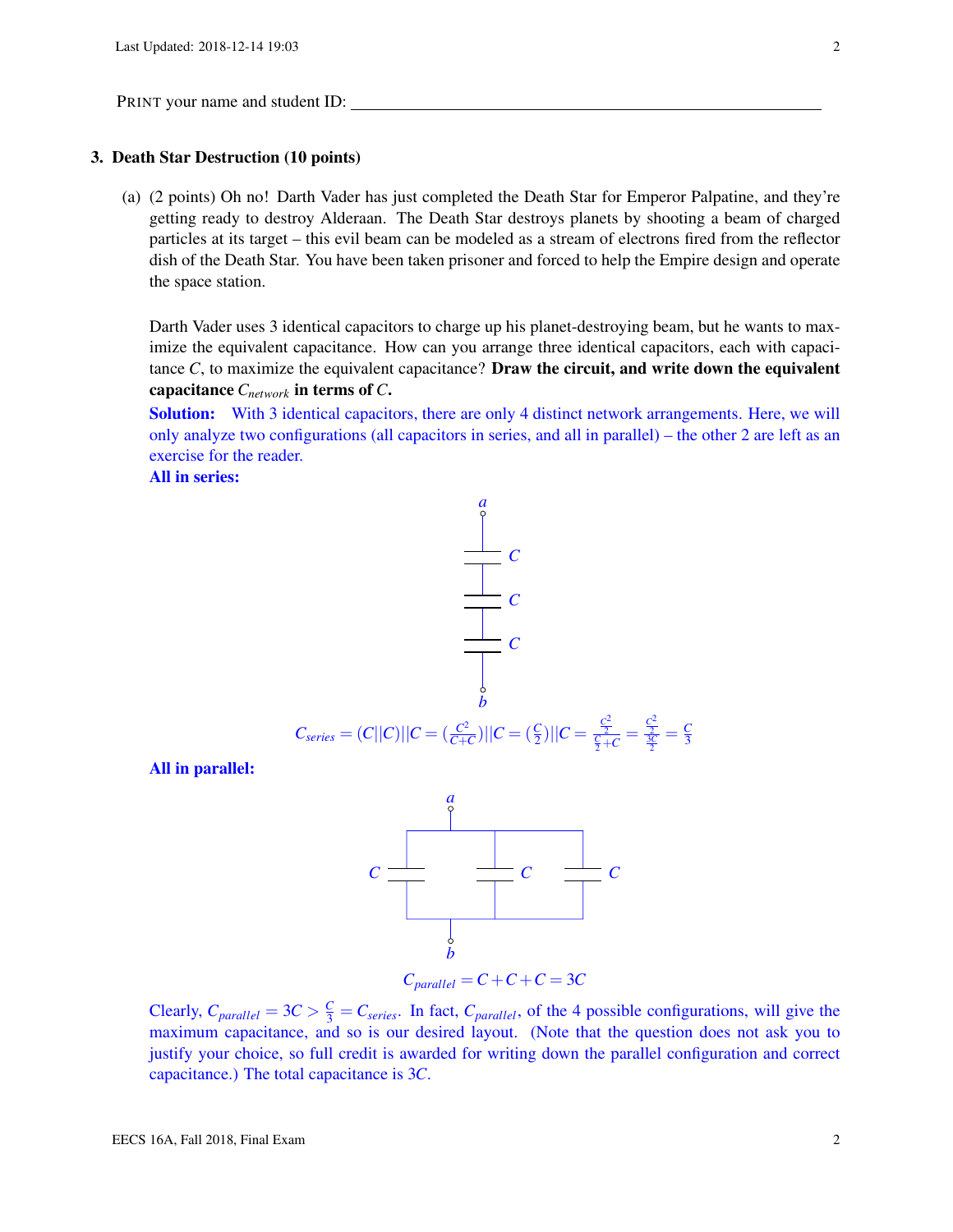PRINT your name and student ID: ____________________________________________

### 3. Death Star Destruction (10 points)

(a) (2 points) Oh no! Darth Vader has just completed the Death Star for Emperor Palpatine, and they're getting ready to destroy Alderaan. The Death Star destroys planets by shooting a beam of charged particles at its target – this evil beam can be modeled as a stream of electrons fired from the reflector dish of the Death Star. You have been taken prisoner and forced to help the Empire design and operate the space station.

Darth Vader uses 3 identical capacitors to charge up his planet-destroying beam, but he wants to maximize the equivalent capacitance. How can you arrange three identical capacitors, each with capacitance $C$, to maximize the equivalent capacitance? **Draw the circuit, and write down the equivalent capacitance $C_{network}$ in terms of $C$.**

**Solution:** With 3 identical capacitors, there are only 4 distinct network arrangements. Here, we will only analyze two configurations (all capacitors in series, and all in parallel) – the other 2 are left as an exercise for the reader.

**All in series:**

$$C_{series} = (C||C)||C = \left(\frac{C^2}{C+C}\right)||C = \left(\frac{C}{2}\right)||C = \frac{\frac{C^2}{2}}{\frac{C}{2}+C} = \frac{\frac{C^2}{2}}{\frac{3C}{2}} = \frac{C}{3}$$

**All in parallel:**

$$C_{parallel} = C + C + C = 3C$$

Clearly, $C_{parallel} = 3C > \frac{C}{3} = C_{series}$. In fact, $C_{parallel}$, of the 4 possible configurations, will give the maximum capacitance, and so is our desired layout. (Note that the question does not ask you to justify your choice, so full credit is awarded for writing down the parallel configuration and correct capacitance.) The total capacitance is $3C$.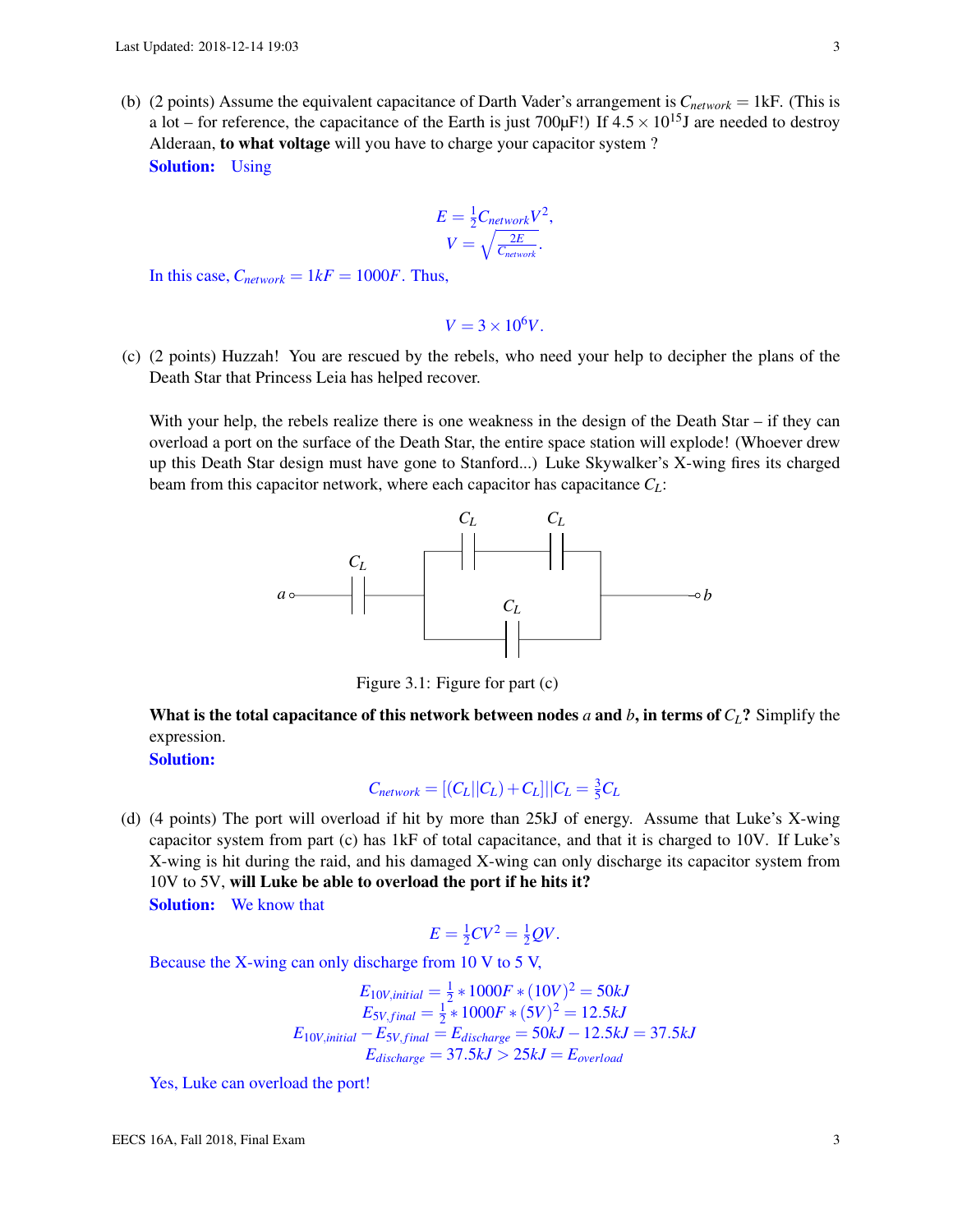(b) (2 points) Assume the equivalent capacitance of Darth Vader's arrangement is $C_{network} = 1\text{kF}$. (This is a lot – for reference, the capacitance of the Earth is just 700μF!) If $4.5 \times 10^{15}$J are needed to destroy Alderaan, **to what voltage** will you have to charge your capacitor system ?

**Solution:** Using

$$E = \frac{1}{2} C_{network} V^2,$$
$$V = \sqrt{\frac{2E}{C_{network}}}.$$

In this case, $C_{network} = 1kF = 1000F$. Thus,

$$V = 3 \times 10^6 V.$$

(c) (2 points) Huzzah! You are rescued by the rebels, who need your help to decipher the plans of the Death Star that Princess Leia has helped recover.

With your help, the rebels realize there is one weakness in the design of the Death Star – if they can overload a port on the surface of the Death Star, the entire space station will explode! (Whoever drew up this Death Star design must have gone to Stanford...) Luke Skywalker's X-wing fires its charged beam from this capacitor network, where each capacitor has capacitance $C_L$:

Figure 3.1: Figure for part (c)

**What is the total capacitance of this network between nodes $a$ and $b$, in terms of $C_L$?** Simplify the expression.

**Solution:**

$$C_{network} = [(C_L || C_L) + C_L] || C_L = \frac{3}{5} C_L$$

(d) (4 points) The port will overload if hit by more than 25kJ of energy. Assume that Luke's X-wing capacitor system from part (c) has 1kF of total capacitance, and that it is charged to 10V. If Luke's X-wing is hit during the raid, and his damaged X-wing can only discharge its capacitor system from 10V to 5V, **will Luke be able to overload the port if he hits it?**

**Solution:** We know that

$$E = \frac{1}{2} C V^2 = \frac{1}{2} Q V.$$

Because the X-wing can only discharge from 10 V to 5 V,

$$E_{10V,initial} = \frac{1}{2} * 1000F * (10V)^2 = 50kJ$$
$$E_{5V,final} = \frac{1}{2} * 1000F * (5V)^2 = 12.5kJ$$
$$E_{10V,initial} - E_{5V,final} = E_{discharge} = 50kJ - 12.5kJ = 37.5kJ$$
$$E_{discharge} = 37.5kJ > 25kJ = E_{overload}$$

Yes, Luke can overload the port!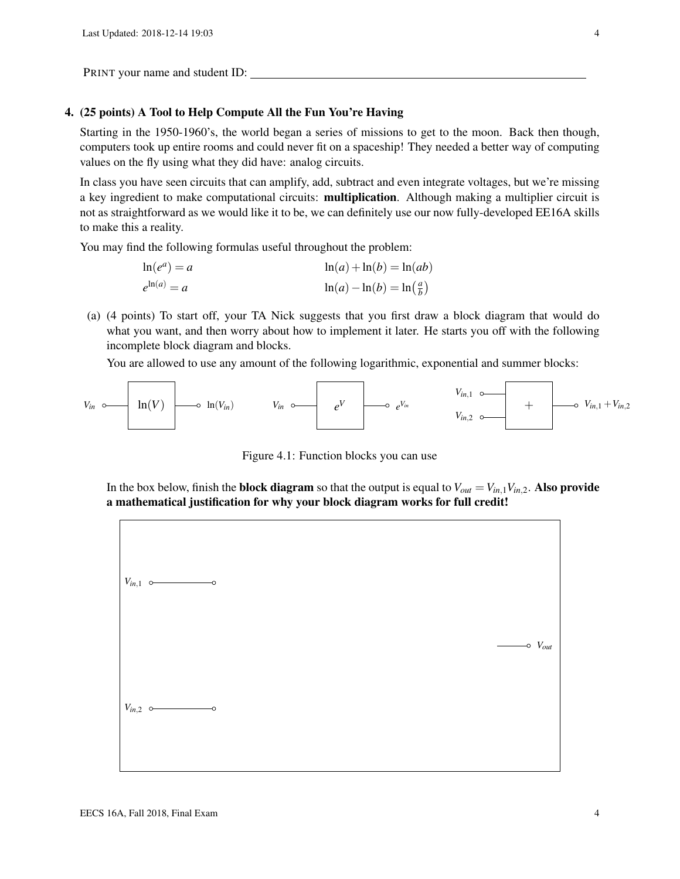PRINT your name and student ID: ____________________

## 4. (25 points) A Tool to Help Compute All the Fun You're Having

Starting in the 1950-1960's, the world began a series of missions to get to the moon. Back then though, computers took up entire rooms and could never fit on a spaceship! They needed a better way of computing values on the fly using what they did have: analog circuits.

In class you have seen circuits that can amplify, add, subtract and even integrate voltages, but we're missing a key ingredient to make computational circuits: **multiplication**. Although making a multiplier circuit is not as straightforward as we would like it to be, we can definitely use our now fully-developed EE16A skills to make this a reality.

You may find the following formulas useful throughout the problem:

$$\ln(e^a) = a \qquad \ln(a) + \ln(b) = \ln(ab)$$

$$e^{\ln(a)} = a \qquad \ln(a) - \ln(b) = \ln\left(\frac{a}{b}\right)$$

(a) (4 points) To start off, your TA Nick suggests that you first draw a block diagram that would do what you want, and then worry about how to implement it later. He starts you off with the following incomplete block diagram and blocks.

You are allowed to use any amount of the following logarithmic, exponential and summer blocks:

$V_{in}$ → [ $\ln(V)$ ] → $\ln(V_{in})$ $\qquad$ $V_{in}$ → [ $e^V$ ] → $e^{V_{in}}$ $\qquad$ $V_{in,1}$, $V_{in,2}$ → [ $+$ ] → $V_{in,1} + V_{in,2}$

Figure 4.1: Function blocks you can use

In the box below, finish the **block diagram** so that the output is equal to $V_{out} = V_{in,1}V_{in,2}$. **Also provide a mathematical justification for why your block diagram works for full credit!**

$V_{in,1}$

$V_{out}$

$V_{in,2}$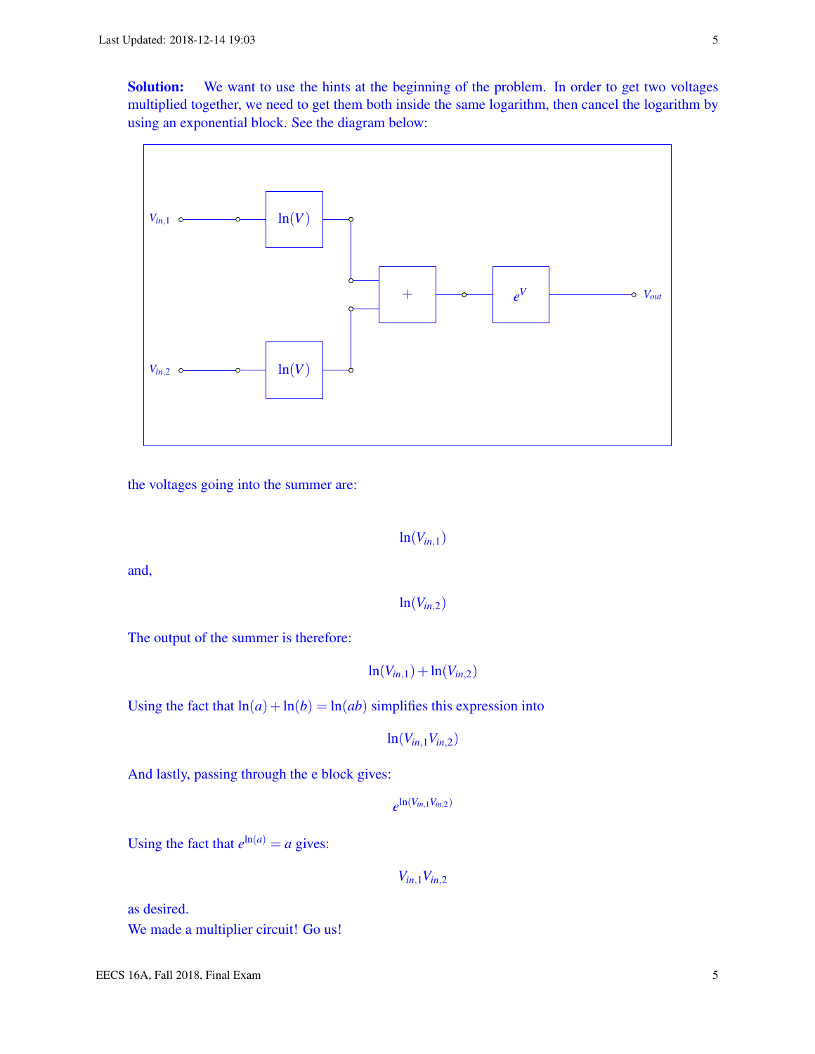**Solution:** We want to use the hints at the beginning of the problem. In order to get two voltages multiplied together, we need to get them both inside the same logarithm, then cancel the logarithm by using an exponential block. See the diagram below:

$V_{in,1}$ → $\ln(V)$ → + → $e^V$ → $V_{out}$

$V_{in,2}$ → $\ln(V)$ → +

the voltages going into the summer are:

$$\ln(V_{in,1})$$

and,

$$\ln(V_{in,2})$$

The output of the summer is therefore:

$$\ln(V_{in,1}) + \ln(V_{in,2})$$

Using the fact that $\ln(a) + \ln(b) = \ln(ab)$ simplifies this expression into

$$\ln(V_{in,1}V_{in,2})$$

And lastly, passing through the e block gives:

$$e^{\ln(V_{in,1}V_{in,2})}$$

Using the fact that $e^{\ln(a)} = a$ gives:

$$V_{in,1}V_{in,2}$$

as desired.

We made a multiplier circuit! Go us!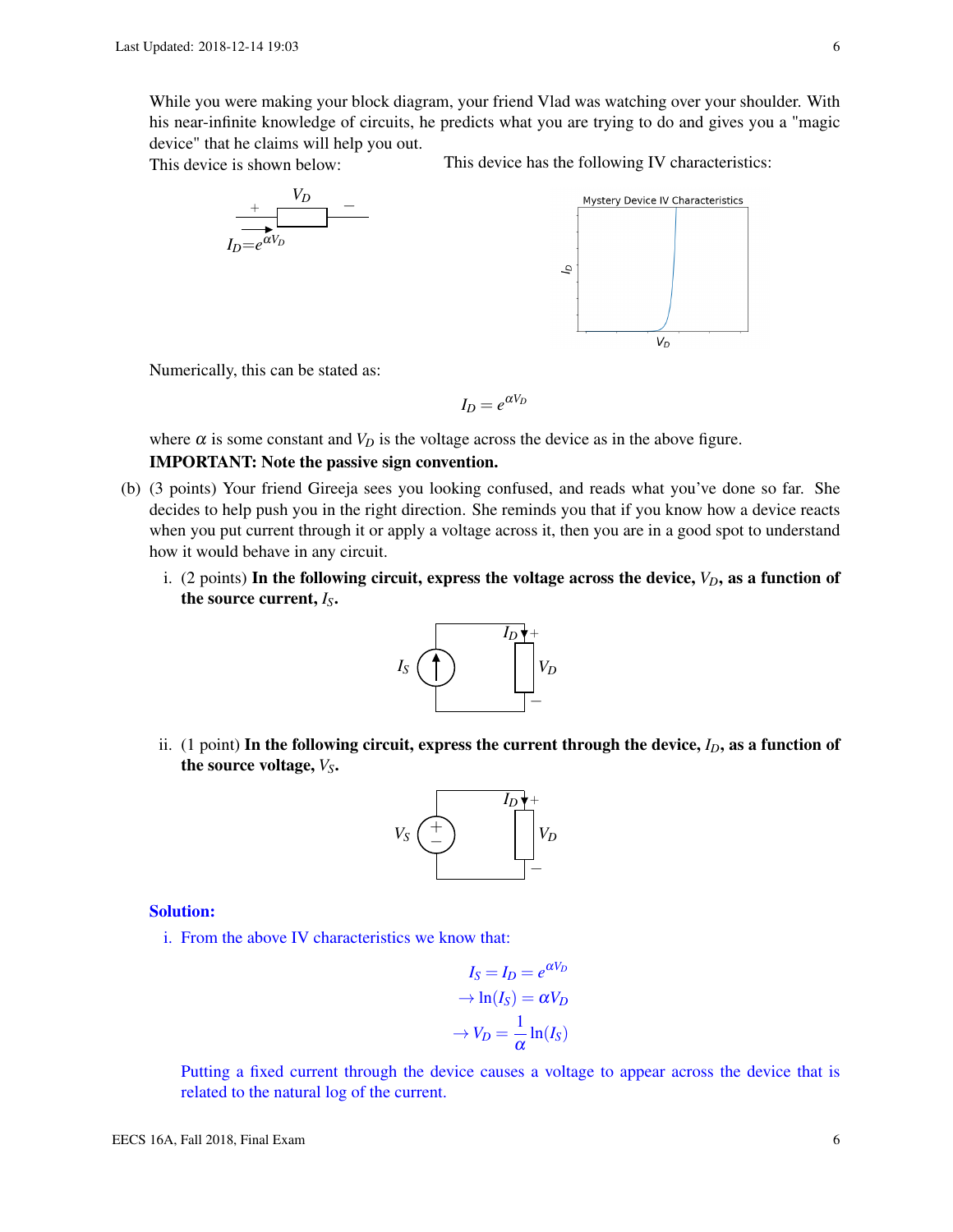While you were making your block diagram, your friend Vlad was watching over your shoulder. With his near-infinite knowledge of circuits, he predicts what you are trying to do and gives you a "magic device" that he claims will help you out.

This device is shown below:

This device has the following IV characteristics:

Numerically, this can be stated as:

$$I_D = e^{\alpha V_D}$$

where $\alpha$ is some constant and $V_D$ is the voltage across the device as in the above figure.

**IMPORTANT: Note the passive sign convention.**

(b) (3 points) Your friend Gireeja sees you looking confused, and reads what you've done so far. She decides to help push you in the right direction. She reminds you that if you know how a device reacts when you put current through it or apply a voltage across it, then you are in a good spot to understand how it would behave in any circuit.

i. (2 points) **In the following circuit, express the voltage across the device, $V_D$, as a function of the source current, $I_S$.**

ii. (1 point) **In the following circuit, express the current through the device, $I_D$, as a function of the source voltage, $V_S$.**

**Solution:**

i. From the above IV characteristics we know that:

$$I_S = I_D = e^{\alpha V_D}$$
$$\rightarrow \ln(I_S) = \alpha V_D$$
$$\rightarrow V_D = \frac{1}{\alpha}\ln(I_S)$$

Putting a fixed current through the device causes a voltage to appear across the device that is related to the natural log of the current.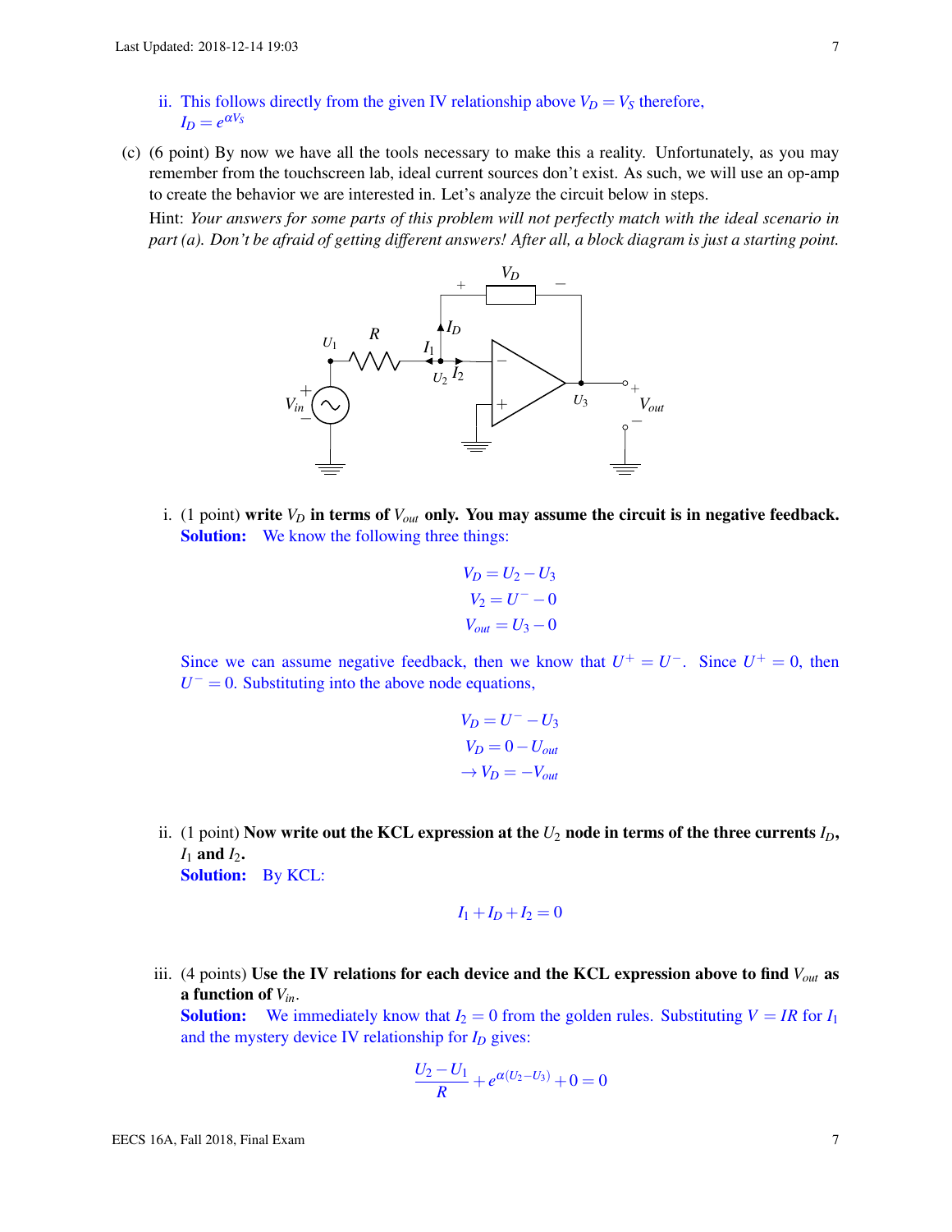ii. This follows directly from the given IV relationship above $V_D = V_S$ therefore, $I_D = e^{\alpha V_S}$

(c) (6 point) By now we have all the tools necessary to make this a reality. Unfortunately, as you may remember from the touchscreen lab, ideal current sources don't exist. As such, we will use an op-amp to create the behavior we are interested in. Let's analyze the circuit below in steps.

Hint: *Your answers for some parts of this problem will not perfectly match with the ideal scenario in part (a). Don't be afraid of getting different answers! After all, a block diagram is just a starting point.*

i. (1 point) **write $V_D$ in terms of $V_{out}$ only. You may assume the circuit is in negative feedback.**

**Solution:** We know the following three things:

$$V_D = U_2 - U_3$$
$$V_2 = U^- - 0$$
$$V_{out} = U_3 - 0$$

Since we can assume negative feedback, then we know that $U^+ = U^-$. Since $U^+ = 0$, then $U^- = 0$. Substituting into the above node equations,

$$V_D = U^- - U_3$$
$$V_D = 0 - U_{out}$$
$$\rightarrow V_D = -V_{out}$$

ii. (1 point) **Now write out the KCL expression at the $U_2$ node in terms of the three currents $I_D$, $I_1$ and $I_2$.**

**Solution:** By KCL:

$$I_1 + I_D + I_2 = 0$$

iii. (4 points) **Use the IV relations for each device and the KCL expression above to find $V_{out}$ as a function of $V_{in}$.**

**Solution:** We immediately know that $I_2 = 0$ from the golden rules. Substituting $V = IR$ for $I_1$ and the mystery device IV relationship for $I_D$ gives:

$$\frac{U_2 - U_1}{R} + e^{\alpha(U_2 - U_3)} + 0 = 0$$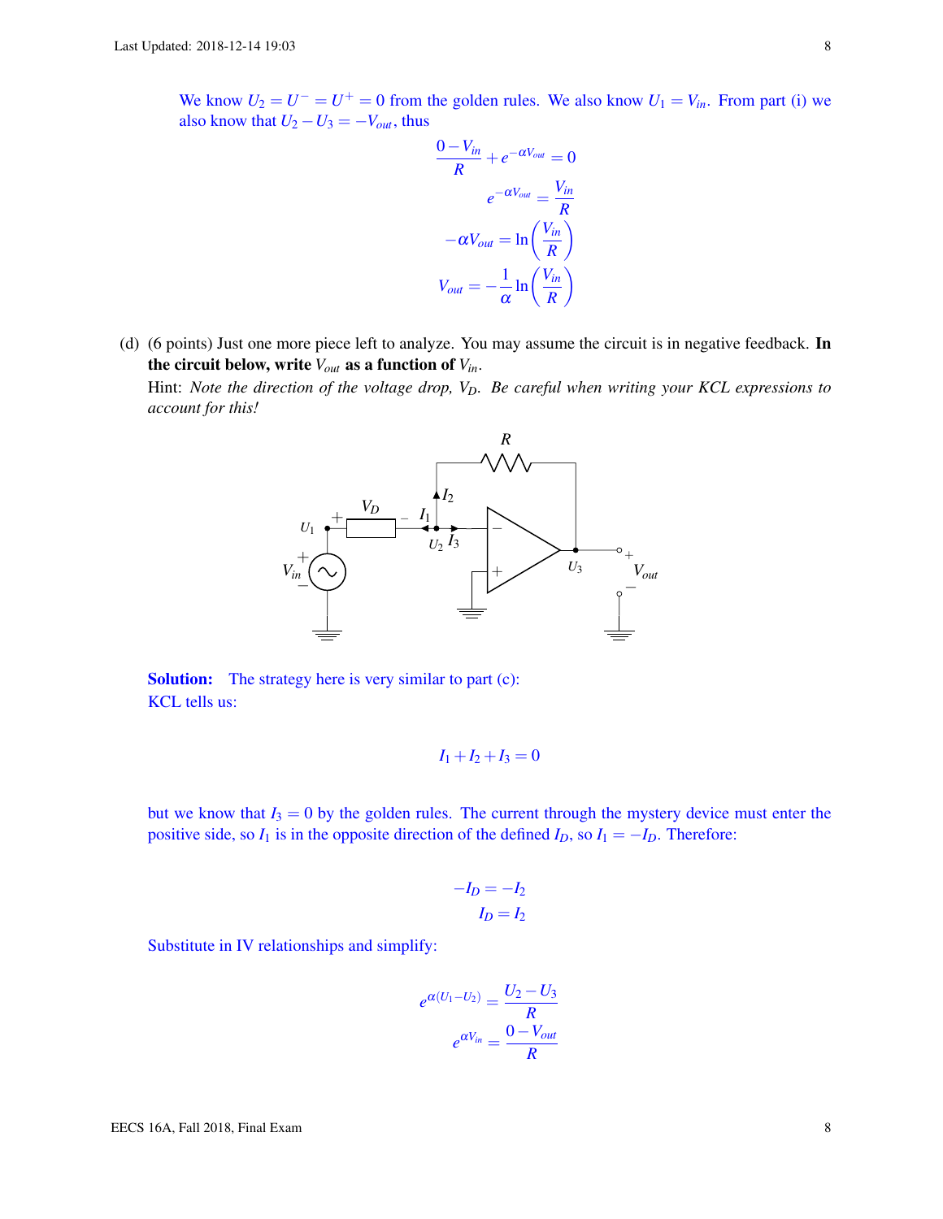We know $U_2 = U^- = U^+ = 0$ from the golden rules. We also know $U_1 = V_{in}$. From part (i) we also know that $U_2 - U_3 = -V_{out}$, thus

$$\frac{0 - V_{in}}{R} + e^{-\alpha V_{out}} = 0$$

$$e^{-\alpha V_{out}} = \frac{V_{in}}{R}$$

$$-\alpha V_{out} = \ln\left(\frac{V_{in}}{R}\right)$$

$$V_{out} = -\frac{1}{\alpha} \ln\left(\frac{V_{in}}{R}\right)$$

(d) (6 points) Just one more piece left to analyze. You may assume the circuit is in negative feedback. **In the circuit below, write $V_{out}$ as a function of $V_{in}$.**

Hint: *Note the direction of the voltage drop, $V_D$. Be careful when writing your KCL expressions to account for this!*

**Solution:** The strategy here is very similar to part (c):

KCL tells us:

$$I_1 + I_2 + I_3 = 0$$

but we know that $I_3 = 0$ by the golden rules. The current through the mystery device must enter the positive side, so $I_1$ is in the opposite direction of the defined $I_D$, so $I_1 = -I_D$. Therefore:

$$-I_D = -I_2$$

$$I_D = I_2$$

Substitute in IV relationships and simplify:

$$e^{\alpha(U_1 - U_2)} = \frac{U_2 - U_3}{R}$$

$$e^{\alpha V_{in}} = \frac{0 - V_{out}}{R}$$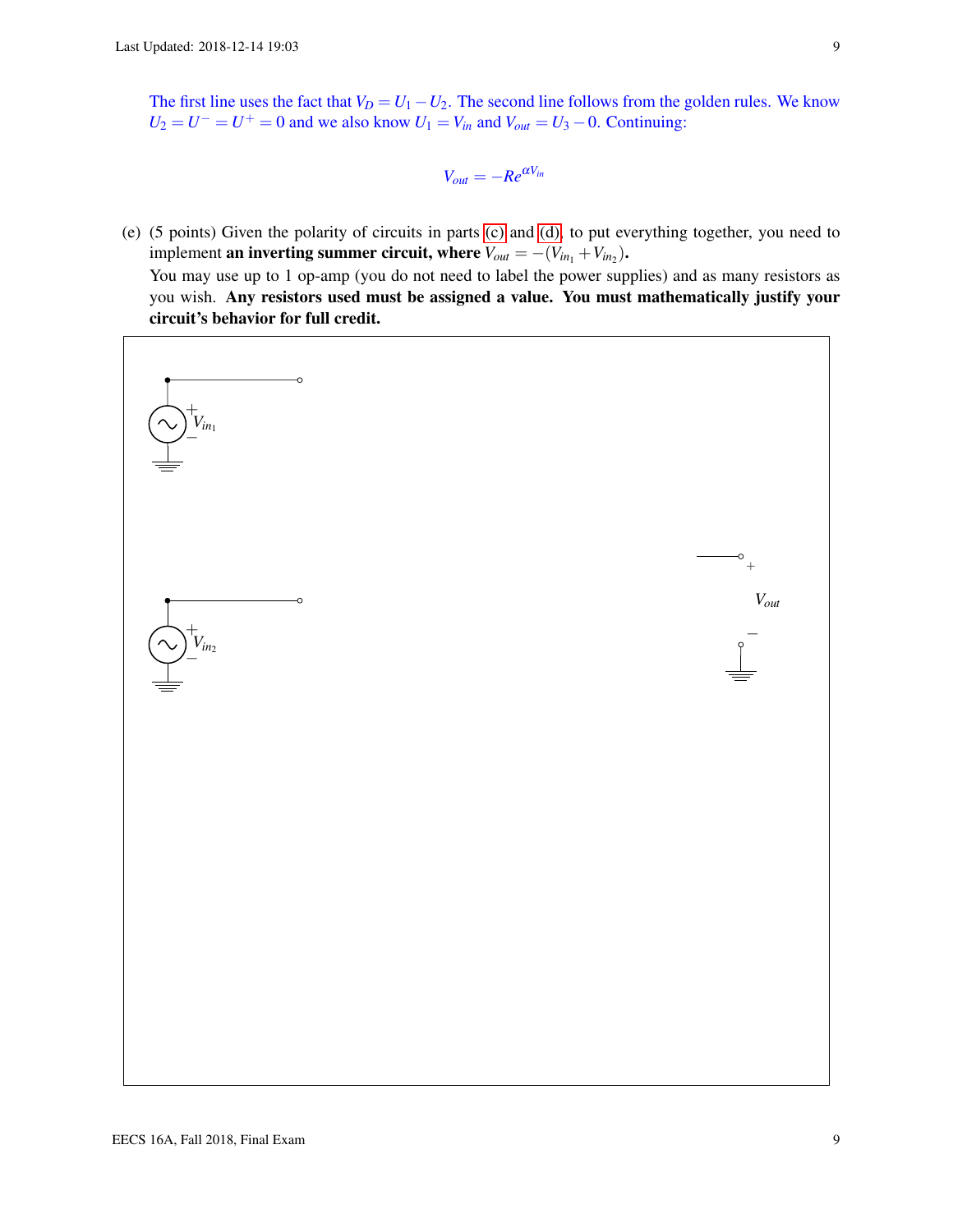The first line uses the fact that $V_D = U_1 - U_2$. The second line follows from the golden rules. We know $U_2 = U^- = U^+ = 0$ and we also know $U_1 = V_{in}$ and $V_{out} = U_3 - 0$. Continuing:

$$V_{out} = -Re^{\alpha V_{in}}$$

(e) (5 points) Given the polarity of circuits in parts (c) and (d), to put everything together, you need to implement **an inverting summer circuit, where** $V_{out} = -(V_{in_1} + V_{in_2})$**.**

You may use up to 1 op-amp (you do not need to label the power supplies) and as many resistors as you wish. **Any resistors used must be assigned a value. You must mathematically justify your circuit's behavior for full credit.**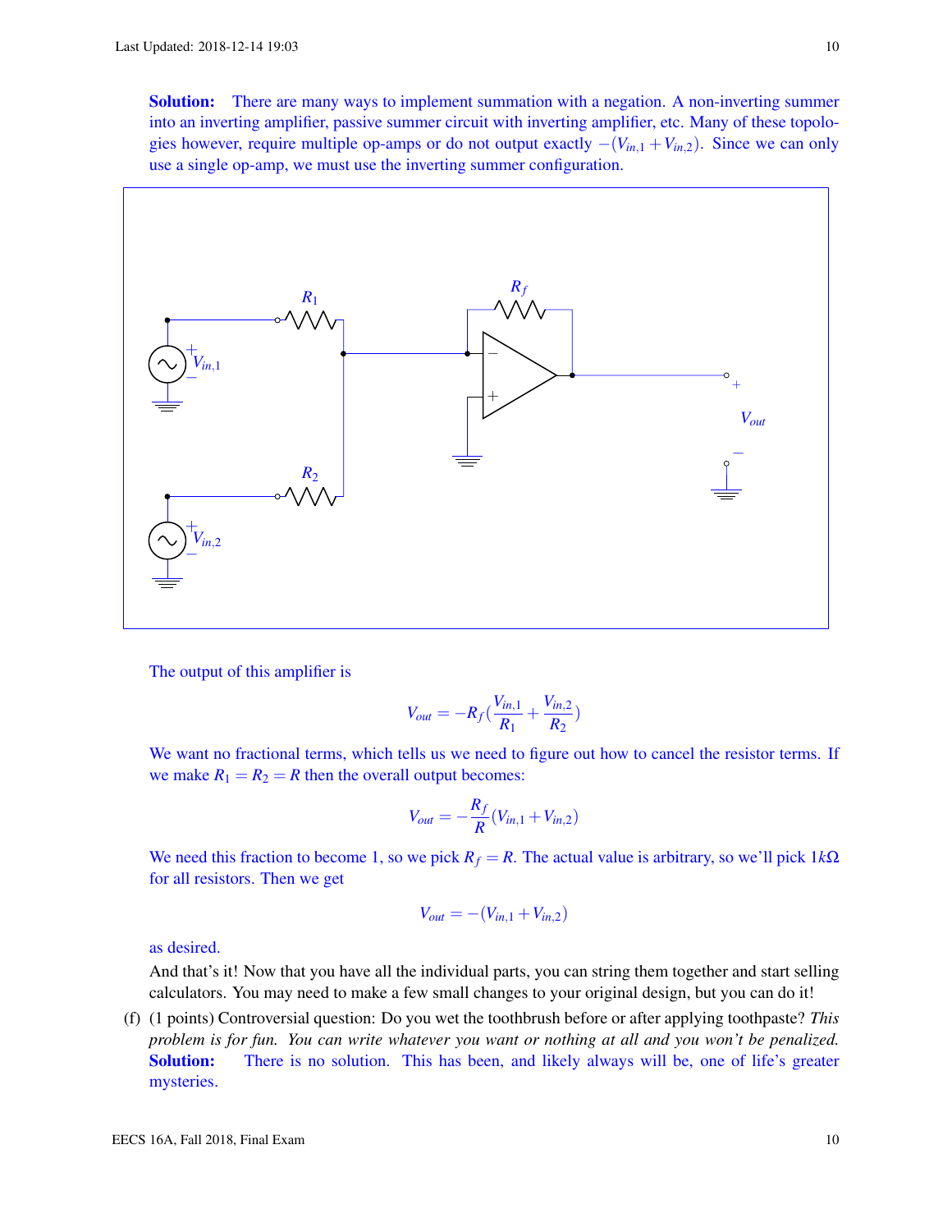**Solution:** There are many ways to implement summation with a negation. A non-inverting summer into an inverting amplifier, passive summer circuit with inverting amplifier, etc. Many of these topologies however, require multiple op-amps or do not output exactly $-(V_{in,1} + V_{in,2})$. Since we can only use a single op-amp, we must use the inverting summer configuration.

The output of this amplifier is

$$V_{out} = -R_f \left( \frac{V_{in,1}}{R_1} + \frac{V_{in,2}}{R_2} \right)$$

We want no fractional terms, which tells us we need to figure out how to cancel the resistor terms. If we make $R_1 = R_2 = R$ then the overall output becomes:

$$V_{out} = -\frac{R_f}{R}(V_{in,1} + V_{in,2})$$

We need this fraction to become 1, so we pick $R_f = R$. The actual value is arbitrary, so we'll pick $1k\Omega$ for all resistors. Then we get

$$V_{out} = -(V_{in,1} + V_{in,2})$$

as desired.

And that's it! Now that you have all the individual parts, you can string them together and start selling calculators. You may need to make a few small changes to your original design, but you can do it!

(f) (1 points) Controversial question: Do you wet the toothbrush before or after applying toothpaste? *This problem is for fun. You can write whatever you want or nothing at all and you won't be penalized.*

**Solution:** There is no solution. This has been, and likely always will be, one of life's greater mysteries.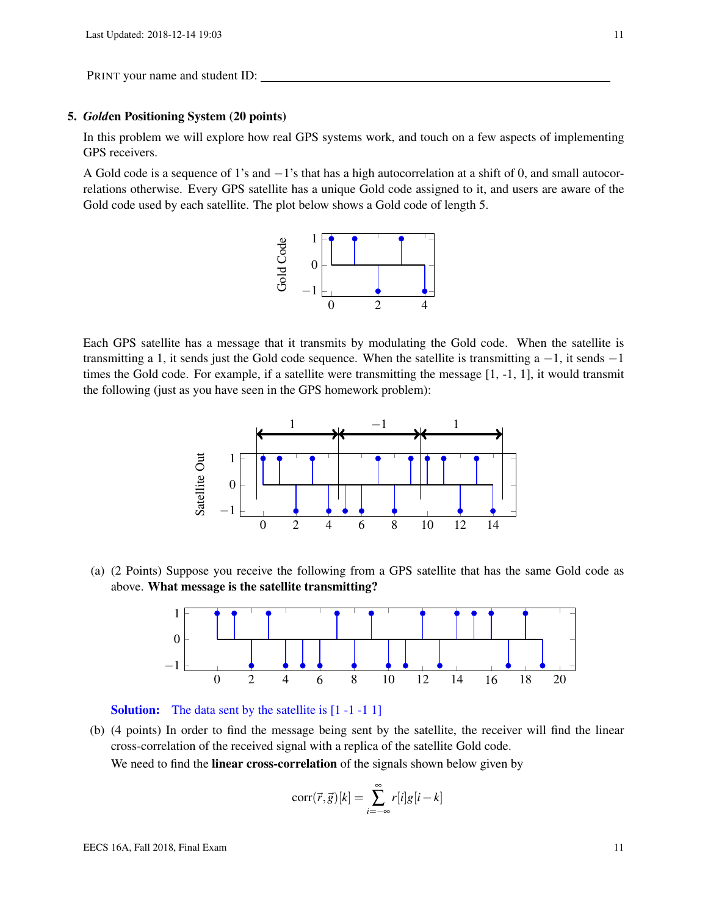PRINT your name and student ID: ______________________________________________

## 5. *Gold*en Positioning System (20 points)

In this problem we will explore how real GPS systems work, and touch on a few aspects of implementing GPS receivers.

A Gold code is a sequence of 1's and $-1$'s that has a high autocorrelation at a shift of 0, and small autocorrelations otherwise. Every GPS satellite has a unique Gold code assigned to it, and users are aware of the Gold code used by each satellite. The plot below shows a Gold code of length 5.

Each GPS satellite has a message that it transmits by modulating the Gold code. When the satellite is transmitting a 1, it sends just the Gold code sequence. When the satellite is transmitting a $-1$, it sends $-1$ times the Gold code. For example, if a satellite were transmitting the message [1, -1, 1], it would transmit the following (just as you have seen in the GPS homework problem):

(a) (2 Points) Suppose you receive the following from a GPS satellite that has the same Gold code as above. **What message is the satellite transmitting?**

**Solution:** The data sent by the satellite is [1 -1 -1 1]

(b) (4 points) In order to find the message being sent by the satellite, the receiver will find the linear cross-correlation of the received signal with a replica of the satellite Gold code.

We need to find the **linear cross-correlation** of the signals shown below given by

$$\text{corr}(\vec{r}, \vec{g})[k] = \sum_{i=-\infty}^{\infty} r[i]g[i-k]$$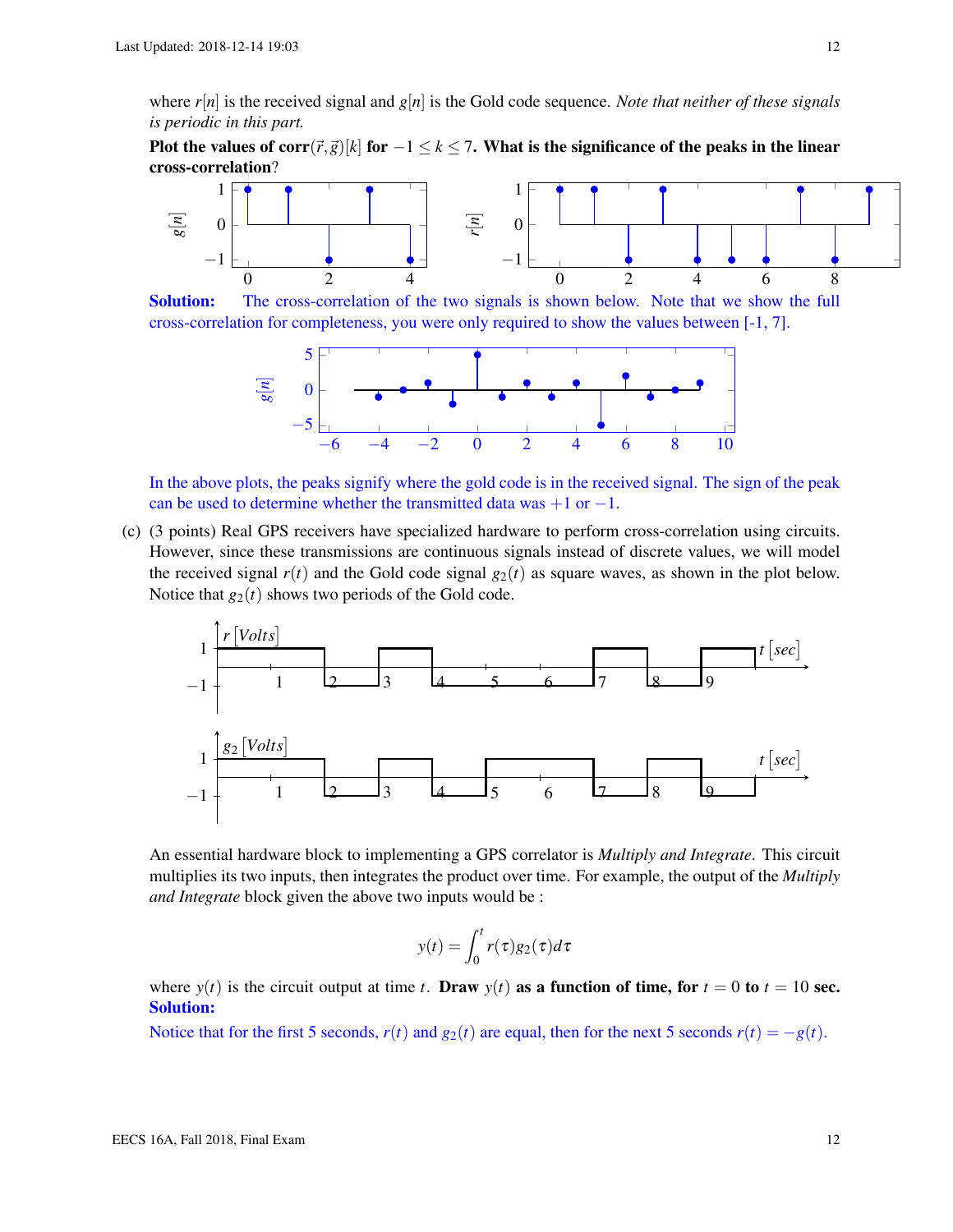where $r[n]$ is the received signal and $g[n]$ is the Gold code sequence. *Note that neither of these signals is periodic in this part.*

**Plot the values of corr$(\vec{r}, \vec{g})[k]$ for $-1 \leq k \leq 7$. What is the significance of the peaks in the linear cross-correlation?**

**Solution:** The cross-correlation of the two signals is shown below. Note that we show the full cross-correlation for completeness, you were only required to show the values between [-1, 7].

In the above plots, the peaks signify where the gold code is in the received signal. The sign of the peak can be used to determine whether the transmitted data was $+1$ or $-1$.

(c) (3 points) Real GPS receivers have specialized hardware to perform cross-correlation using circuits. However, since these transmissions are continuous signals instead of discrete values, we will model the received signal $r(t)$ and the Gold code signal $g_2(t)$ as square waves, as shown in the plot below. Notice that $g_2(t)$ shows two periods of the Gold code.

An essential hardware block to implementing a GPS correlator is *Multiply and Integrate*. This circuit multiplies its two inputs, then integrates the product over time. For example, the output of the *Multiply and Integrate* block given the above two inputs would be :

$$y(t) = \int_0^t r(\tau) g_2(\tau) d\tau$$

where $y(t)$ is the circuit output at time $t$. **Draw $y(t)$ as a function of time, for $t = 0$ to $t = 10$ sec.**

**Solution:**

Notice that for the first 5 seconds, $r(t)$ and $g_2(t)$ are equal, then for the next 5 seconds $r(t) = -g(t)$.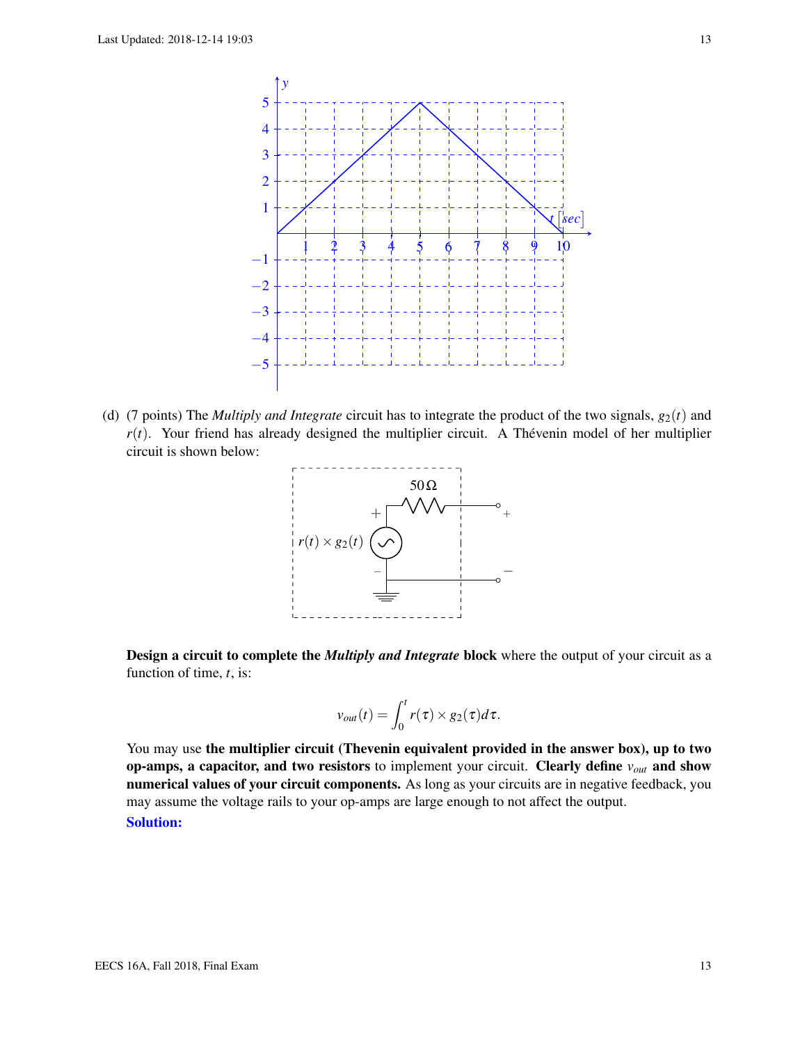(d) (7 points) The *Multiply and Integrate* circuit has to integrate the product of the two signals, $g_2(t)$ and $r(t)$. Your friend has already designed the multiplier circuit. A Thévenin model of her multiplier circuit is shown below:

**Design a circuit to complete the *Multiply and Integrate* block** where the output of your circuit as a function of time, $t$, is:

$$v_{out}(t) = \int_0^t r(\tau) \times g_2(\tau) d\tau.$$

You may use **the multiplier circuit (Thevenin equivalent provided in the answer box), up to two op-amps, a capacitor, and two resistors** to implement your circuit. **Clearly define $v_{out}$ and show numerical values of your circuit components.** As long as your circuits are in negative feedback, you may assume the voltage rails to your op-amps are large enough to not affect the output.

**Solution:**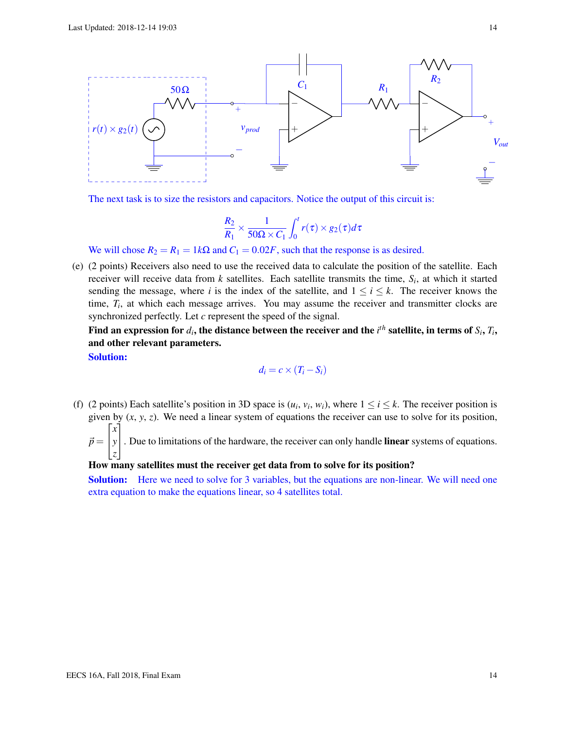The next task is to size the resistors and capacitors. Notice the output of this circuit is:

$$\frac{R_2}{R_1} \times \frac{1}{50\Omega \times C_1} \int_0^t r(\tau) \times g_2(\tau) d\tau$$

We will chose $R_2 = R_1 = 1k\Omega$ and $C_1 = 0.02F$, such that the response is as desired.

(e) (2 points) Receivers also need to use the received data to calculate the position of the satellite. Each receiver will receive data from $k$ satellites. Each satellite transmits the time, $S_i$, at which it started sending the message, where $i$ is the index of the satellite, and $1 \leq i \leq k$. The receiver knows the time, $T_i$, at which each message arrives. You may assume the receiver and transmitter clocks are synchronized perfectly. Let $c$ represent the speed of the signal.

**Find an expression for $d_i$, the distance between the receiver and the $i^{th}$ satellite, in terms of $S_i$, $T_i$, and other relevant parameters.**

**Solution:**

$$d_i = c \times (T_i - S_i)$$

(f) (2 points) Each satellite's position in 3D space is $(u_i, v_i, w_i)$, where $1 \leq i \leq k$. The receiver position is given by $(x, y, z)$. We need a linear system of equations the receiver can use to solve for its position, $\vec{p} = \begin{bmatrix} x \\ y \\ z \end{bmatrix}$. Due to limitations of the hardware, the receiver can only handle **linear** systems of equations.

**How many satellites must the receiver get data from to solve for its position?**

**Solution:** Here we need to solve for 3 variables, but the equations are non-linear. We will need one extra equation to make the equations linear, so 4 satellites total.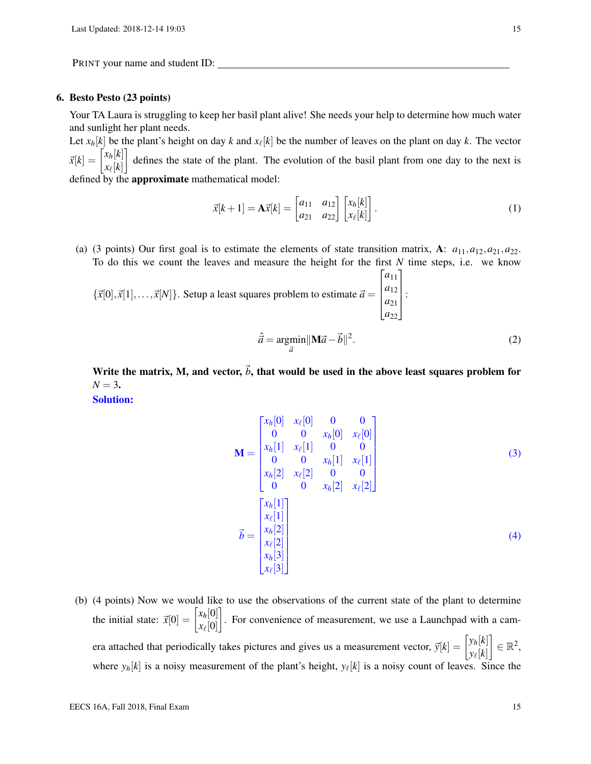PRINT your name and student ID: ________________________________________

## 6. Besto Pesto (23 points)

Your TA Laura is struggling to keep her basil plant alive! She needs your help to determine how much water and sunlight her plant needs.

Let $x_h[k]$ be the plant's height on day $k$ and $x_\ell[k]$ be the number of leaves on the plant on day $k$. The vector $\vec{x}[k] = \begin{bmatrix} x_h[k] \\ x_\ell[k] \end{bmatrix}$ defines the state of the plant. The evolution of the basil plant from one day to the next is defined by the **approximate** mathematical model:

$$\vec{x}[k+1] = \mathbf{A}\vec{x}[k] = \begin{bmatrix} a_{11} & a_{12} \\ a_{21} & a_{22} \end{bmatrix} \begin{bmatrix} x_h[k] \\ x_\ell[k] \end{bmatrix}. \tag{1}$$

(a) (3 points) Our first goal is to estimate the elements of state transition matrix, $\mathbf{A}$: $a_{11}, a_{12}, a_{21}, a_{22}$. To do this we count the leaves and measure the height for the first $N$ time steps, i.e. we know $\{\vec{x}[0], \vec{x}[1], \ldots, \vec{x}[N]\}$. Setup a least squares problem to estimate $\vec{a} = \begin{bmatrix} a_{11} \\ a_{12} \\ a_{21} \\ a_{22} \end{bmatrix}$:

$$\hat{\vec{a}} = \underset{\vec{a}}{\text{argmin}} \|\mathbf{M}\vec{a} - \vec{b}\|^2. \tag{2}$$

**Write the matrix, M, and vector, $\vec{b}$, that would be used in the above least squares problem for $N = 3$.**

**Solution:**

$$\mathbf{M} = \begin{bmatrix} x_h[0] & x_\ell[0] & 0 & 0 \\ 0 & 0 & x_h[0] & x_\ell[0] \\ x_h[1] & x_\ell[1] & 0 & 0 \\ 0 & 0 & x_h[1] & x_\ell[1] \\ x_h[2] & x_\ell[2] & 0 & 0 \\ 0 & 0 & x_h[2] & x_\ell[2] \end{bmatrix} \tag{3}$$

$$\vec{b} = \begin{bmatrix} x_h[1] \\ x_\ell[1] \\ x_h[2] \\ x_\ell[2] \\ x_h[3] \\ x_\ell[3] \end{bmatrix} \tag{4}$$

(b) (4 points) Now we would like to use the observations of the current state of the plant to determine the initial state: $\vec{x}[0] = \begin{bmatrix} x_h[0] \\ x_\ell[0] \end{bmatrix}$. For convenience of measurement, we use a Launchpad with a camera attached that periodically takes pictures and gives us a measurement vector, $\vec{y}[k] = \begin{bmatrix} y_h[k] \\ y_\ell[k] \end{bmatrix} \in \mathbb{R}^2$, where $y_h[k]$ is a noisy measurement of the plant's height, $y_\ell[k]$ is a noisy count of leaves. Since the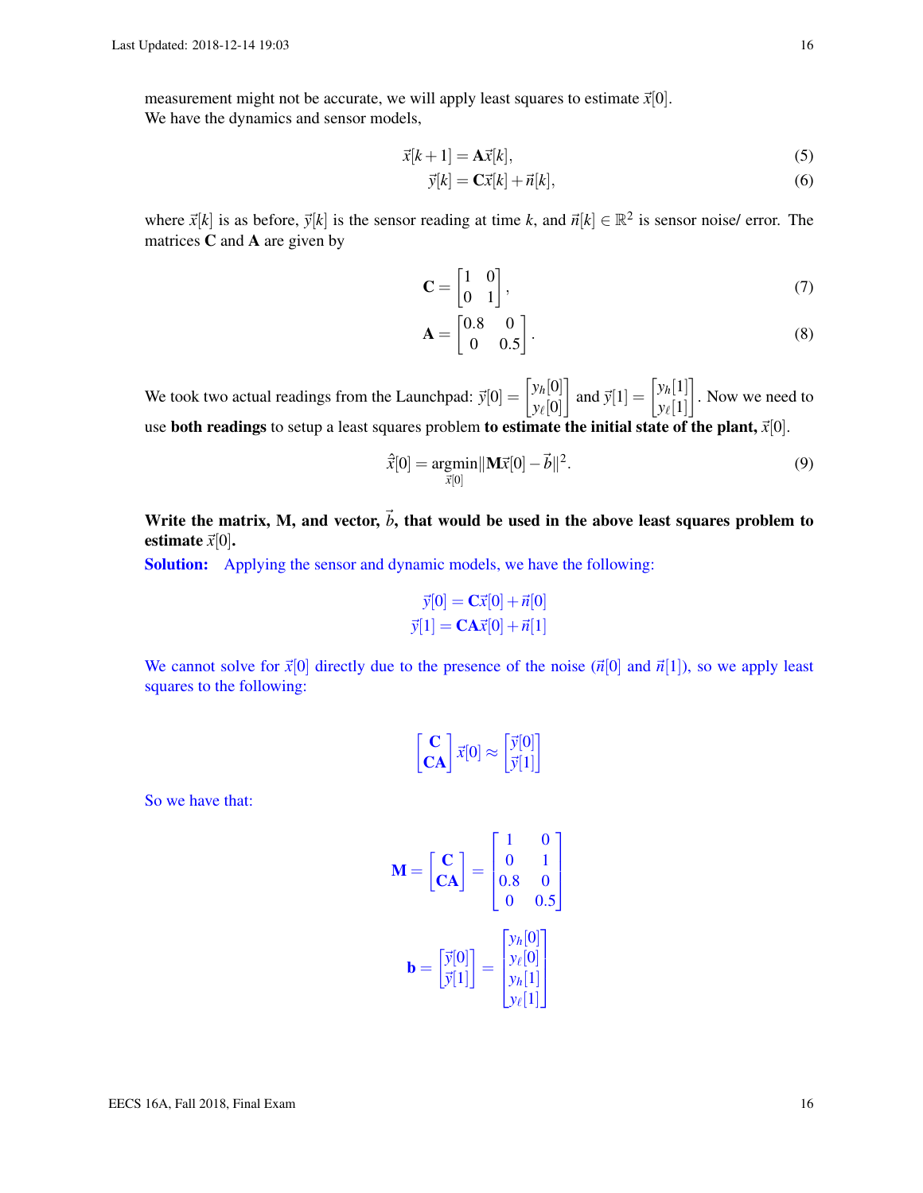measurement might not be accurate, we will apply least squares to estimate $\vec{x}[0]$.
We have the dynamics and sensor models,

$$\vec{x}[k+1] = \mathbf{A}\vec{x}[k], \tag{5}$$

$$\vec{y}[k] = \mathbf{C}\vec{x}[k] + \vec{n}[k], \tag{6}$$

where $\vec{x}[k]$ is as before, $\vec{y}[k]$ is the sensor reading at time $k$, and $\vec{n}[k] \in \mathbb{R}^2$ is sensor noise/ error. The matrices $\mathbf{C}$ and $\mathbf{A}$ are given by

$$\mathbf{C} = \begin{bmatrix} 1 & 0 \\ 0 & 1 \end{bmatrix}, \tag{7}$$

$$\mathbf{A} = \begin{bmatrix} 0.8 & 0 \\ 0 & 0.5 \end{bmatrix}. \tag{8}$$

We took two actual readings from the Launchpad: $\vec{y}[0] = \begin{bmatrix} y_h[0] \\ y_\ell[0] \end{bmatrix}$ and $\vec{y}[1] = \begin{bmatrix} y_h[1] \\ y_\ell[1] \end{bmatrix}$. Now we need to use **both readings** to setup a least squares problem **to estimate the initial state of the plant,** $\vec{x}[0]$.

$$\hat{\vec{x}}[0] = \underset{\vec{x}[0]}{\operatorname{argmin}} \|\mathbf{M}\vec{x}[0] - \vec{b}\|^2. \tag{9}$$

**Write the matrix, M, and vector, $\vec{b}$, that would be used in the above least squares problem to estimate $\vec{x}[0]$.**

**Solution:** Applying the sensor and dynamic models, we have the following:

$$\vec{y}[0] = \mathbf{C}\vec{x}[0] + \vec{n}[0]$$
$$\vec{y}[1] = \mathbf{CA}\vec{x}[0] + \vec{n}[1]$$

We cannot solve for $\vec{x}[0]$ directly due to the presence of the noise ($\vec{n}[0]$ and $\vec{n}[1]$), so we apply least squares to the following:

$$\begin{bmatrix} \mathbf{C} \\ \mathbf{CA} \end{bmatrix} \vec{x}[0] \approx \begin{bmatrix} \vec{y}[0] \\ \vec{y}[1] \end{bmatrix}$$

So we have that:

$$\mathbf{M} = \begin{bmatrix} \mathbf{C} \\ \mathbf{CA} \end{bmatrix} = \begin{bmatrix} 1 & 0 \\ 0 & 1 \\ 0.8 & 0 \\ 0 & 0.5 \end{bmatrix}$$

$$\mathbf{b} = \begin{bmatrix} \vec{y}[0] \\ \vec{y}[1] \end{bmatrix} = \begin{bmatrix} y_h[0] \\ y_\ell[0] \\ y_h[1] \\ y_\ell[1] \end{bmatrix}$$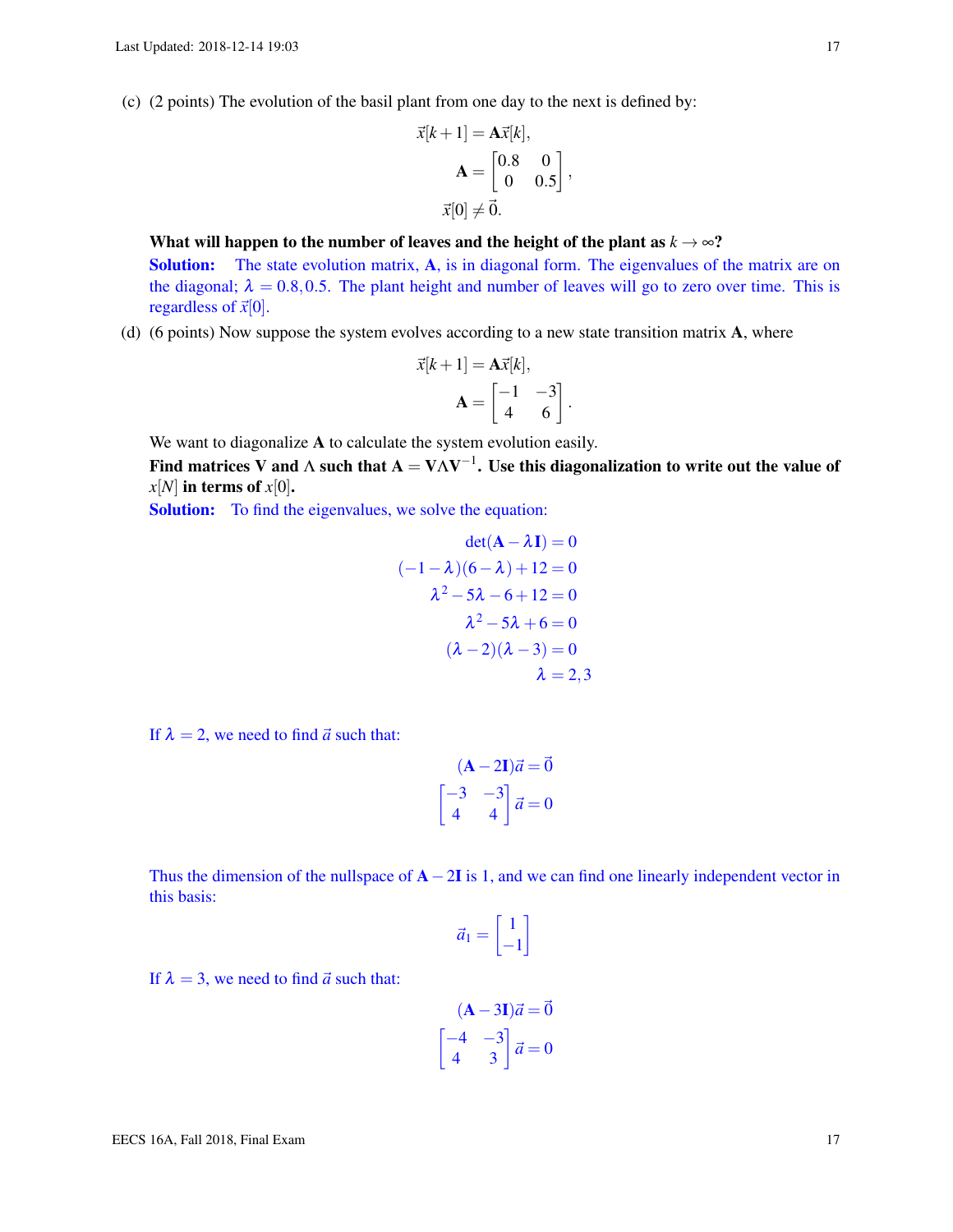(c) (2 points) The evolution of the basil plant from one day to the next is defined by:

$$\vec{x}[k+1] = \mathbf{A}\vec{x}[k],$$
$$\mathbf{A} = \begin{bmatrix} 0.8 & 0 \\ 0 & 0.5 \end{bmatrix},$$
$$\vec{x}[0] \neq \vec{0}.$$

**What will happen to the number of leaves and the height of the plant as $k \to \infty$?**

**Solution:** The state evolution matrix, $\mathbf{A}$, is in diagonal form. The eigenvalues of the matrix are on the diagonal; $\lambda = 0.8, 0.5$. The plant height and number of leaves will go to zero over time. This is regardless of $\vec{x}[0]$.

(d) (6 points) Now suppose the system evolves according to a new state transition matrix $\mathbf{A}$, where

$$\vec{x}[k+1] = \mathbf{A}\vec{x}[k],$$
$$\mathbf{A} = \begin{bmatrix} -1 & -3 \\ 4 & 6 \end{bmatrix}.$$

We want to diagonalize $\mathbf{A}$ to calculate the system evolution easily.

**Find matrices $\mathbf{V}$ and $\Lambda$ such that $\mathbf{A} = \mathbf{V}\Lambda\mathbf{V}^{-1}$. Use this diagonalization to write out the value of $x[N]$ in terms of $x[0]$.**

**Solution:** To find the eigenvalues, we solve the equation:

$$\det(\mathbf{A} - \lambda\mathbf{I}) = 0$$
$$(-1-\lambda)(6-\lambda) + 12 = 0$$
$$\lambda^2 - 5\lambda - 6 + 12 = 0$$
$$\lambda^2 - 5\lambda + 6 = 0$$
$$(\lambda - 2)(\lambda - 3) = 0$$
$$\lambda = 2, 3$$

If $\lambda = 2$, we need to find $\vec{a}$ such that:

$$(\mathbf{A} - 2\mathbf{I})\vec{a} = \vec{0}$$
$$\begin{bmatrix} -3 & -3 \\ 4 & 4 \end{bmatrix} \vec{a} = 0$$

Thus the dimension of the nullspace of $\mathbf{A} - 2\mathbf{I}$ is 1, and we can find one linearly independent vector in this basis:

$$\vec{a}_1 = \begin{bmatrix} 1 \\ -1 \end{bmatrix}$$

If $\lambda = 3$, we need to find $\vec{a}$ such that:

$$(\mathbf{A} - 3\mathbf{I})\vec{a} = \vec{0}$$
$$\begin{bmatrix} -4 & -3 \\ 4 & 3 \end{bmatrix} \vec{a} = 0$$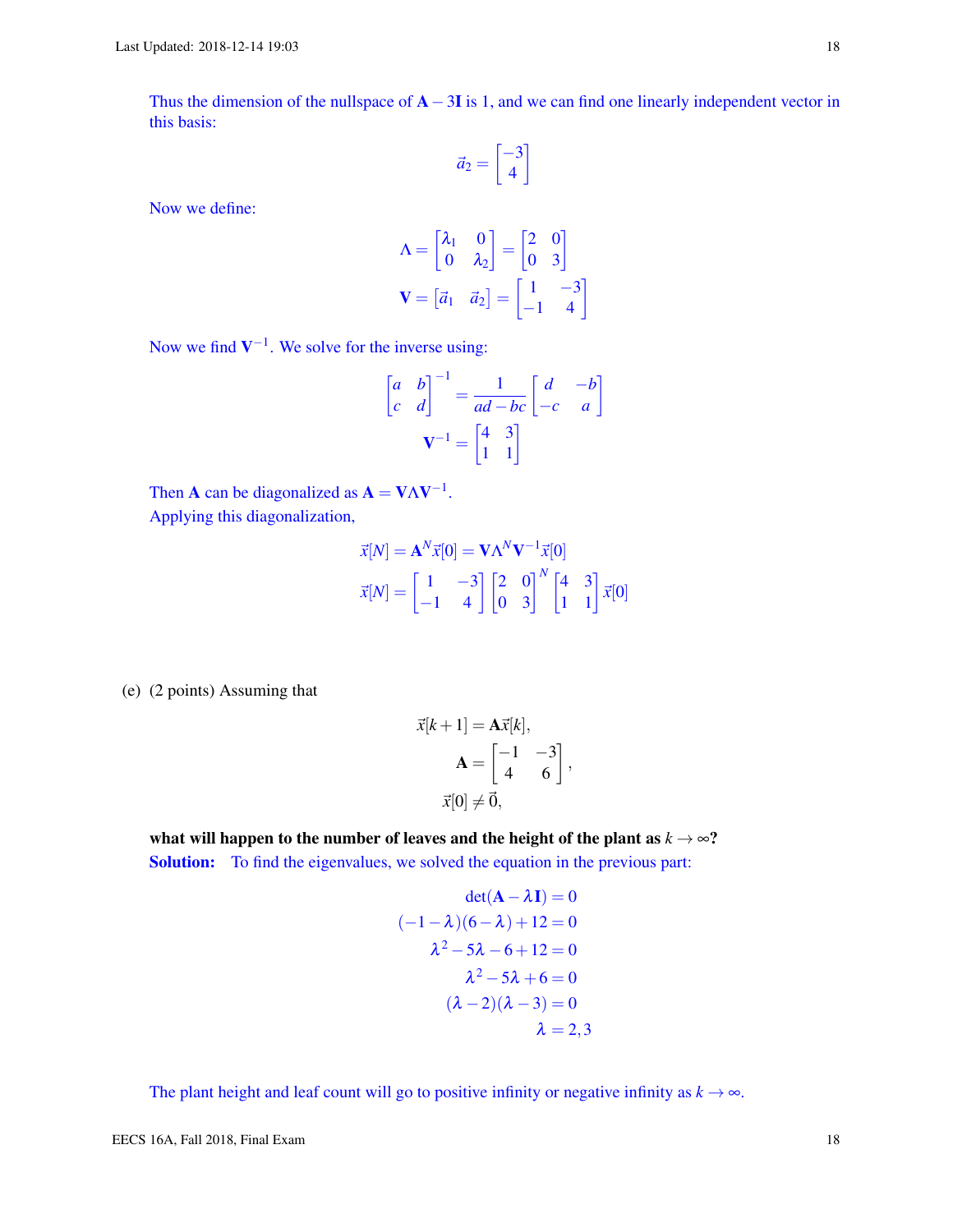Thus the dimension of the nullspace of $\mathbf{A} - 3\mathbf{I}$ is 1, and we can find one linearly independent vector in this basis:

$$\vec{a}_2 = \begin{bmatrix} -3 \\ 4 \end{bmatrix}$$

Now we define:

$$\Lambda = \begin{bmatrix} \lambda_1 & 0 \\ 0 & \lambda_2 \end{bmatrix} = \begin{bmatrix} 2 & 0 \\ 0 & 3 \end{bmatrix}$$

$$\mathbf{V} = \begin{bmatrix} \vec{a}_1 & \vec{a}_2 \end{bmatrix} = \begin{bmatrix} 1 & -3 \\ -1 & 4 \end{bmatrix}$$

Now we find $\mathbf{V}^{-1}$. We solve for the inverse using:

$$\begin{bmatrix} a & b \\ c & d \end{bmatrix}^{-1} = \frac{1}{ad - bc} \begin{bmatrix} d & -b \\ -c & a \end{bmatrix}$$

$$\mathbf{V}^{-1} = \begin{bmatrix} 4 & 3 \\ 1 & 1 \end{bmatrix}$$

Then $\mathbf{A}$ can be diagonalized as $\mathbf{A} = \mathbf{V}\Lambda\mathbf{V}^{-1}$.
Applying this diagonalization,

$$\vec{x}[N] = \mathbf{A}^N \vec{x}[0] = \mathbf{V}\Lambda^N \mathbf{V}^{-1} \vec{x}[0]$$

$$\vec{x}[N] = \begin{bmatrix} 1 & -3 \\ -1 & 4 \end{bmatrix} \begin{bmatrix} 2 & 0 \\ 0 & 3 \end{bmatrix}^N \begin{bmatrix} 4 & 3 \\ 1 & 1 \end{bmatrix} \vec{x}[0]$$

(e) (2 points) Assuming that

$$\vec{x}[k+1] = \mathbf{A}\vec{x}[k],$$

$$\mathbf{A} = \begin{bmatrix} -1 & -3 \\ 4 & 6 \end{bmatrix},$$

$$\vec{x}[0] \neq \vec{0},$$

**what will happen to the number of leaves and the height of the plant as $k \to \infty$?**

**Solution:** To find the eigenvalues, we solved the equation in the previous part:

$$\det(\mathbf{A} - \lambda\mathbf{I}) = 0$$

$$(-1 - \lambda)(6 - \lambda) + 12 = 0$$

$$\lambda^2 - 5\lambda - 6 + 12 = 0$$

$$\lambda^2 - 5\lambda + 6 = 0$$

$$(\lambda - 2)(\lambda - 3) = 0$$

$$\lambda = 2, 3$$

The plant height and leaf count will go to positive infinity or negative infinity as $k \to \infty$.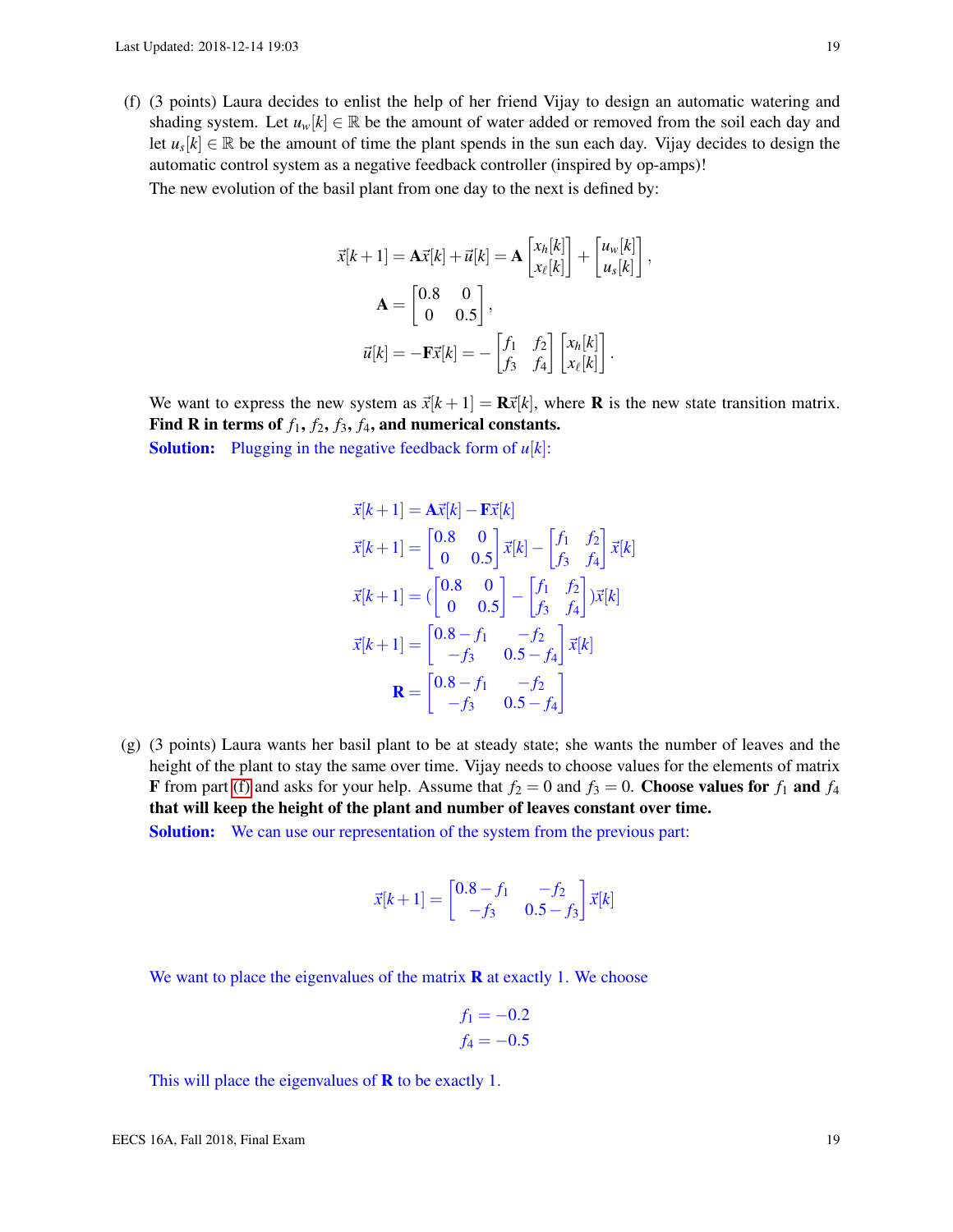(f) (3 points) Laura decides to enlist the help of her friend Vijay to design an automatic watering and shading system. Let $u_w[k] \in \mathbb{R}$ be the amount of water added or removed from the soil each day and let $u_s[k] \in \mathbb{R}$ be the amount of time the plant spends in the sun each day. Vijay decides to design the automatic control system as a negative feedback controller (inspired by op-amps)!

The new evolution of the basil plant from one day to the next is defined by:

$$
\vec{x}[k+1] = \mathbf{A}\vec{x}[k] + \vec{u}[k] = \mathbf{A}\begin{bmatrix} x_h[k] \\ x_\ell[k] \end{bmatrix} + \begin{bmatrix} u_w[k] \\ u_s[k] \end{bmatrix},
$$

$$
\mathbf{A} = \begin{bmatrix} 0.8 & 0 \\ 0 & 0.5 \end{bmatrix},
$$

$$
\vec{u}[k] = -\mathbf{F}\vec{x}[k] = -\begin{bmatrix} f_1 & f_2 \\ f_3 & f_4 \end{bmatrix}\begin{bmatrix} x_h[k] \\ x_\ell[k] \end{bmatrix}.
$$

We want to express the new system as $\vec{x}[k+1] = \mathbf{R}\vec{x}[k]$, where $\mathbf{R}$ is the new state transition matrix. **Find $\mathbf{R}$ in terms of $f_1$, $f_2$, $f_3$, $f_4$, and numerical constants.**

**Solution:** Plugging in the negative feedback form of $u[k]$:

$$
\vec{x}[k+1] = \mathbf{A}\vec{x}[k] - \mathbf{F}\vec{x}[k]
$$

$$
\vec{x}[k+1] = \begin{bmatrix} 0.8 & 0 \\ 0 & 0.5 \end{bmatrix}\vec{x}[k] - \begin{bmatrix} f_1 & f_2 \\ f_3 & f_4 \end{bmatrix}\vec{x}[k]
$$

$$
\vec{x}[k+1] = \left(\begin{bmatrix} 0.8 & 0 \\ 0 & 0.5 \end{bmatrix} - \begin{bmatrix} f_1 & f_2 \\ f_3 & f_4 \end{bmatrix}\right)\vec{x}[k]
$$

$$
\vec{x}[k+1] = \begin{bmatrix} 0.8 - f_1 & -f_2 \\ -f_3 & 0.5 - f_4 \end{bmatrix}\vec{x}[k]
$$

$$
\mathbf{R} = \begin{bmatrix} 0.8 - f_1 & -f_2 \\ -f_3 & 0.5 - f_4 \end{bmatrix}
$$

(g) (3 points) Laura wants her basil plant to be at steady state; she wants the number of leaves and the height of the plant to stay the same over time. Vijay needs to choose values for the elements of matrix $\mathbf{F}$ from part (f) and asks for your help. Assume that $f_2 = 0$ and $f_3 = 0$. **Choose values for $f_1$ and $f_4$ that will keep the height of the plant and number of leaves constant over time.**

**Solution:** We can use our representation of the system from the previous part:

$$
\vec{x}[k+1] = \begin{bmatrix} 0.8 - f_1 & -f_2 \\ -f_3 & 0.5 - f_3 \end{bmatrix}\vec{x}[k]
$$

We want to place the eigenvalues of the matrix $\mathbf{R}$ at exactly 1. We choose

$$
f_1 = -0.2
$$
$$
f_4 = -0.5
$$

This will place the eigenvalues of $\mathbf{R}$ to be exactly 1.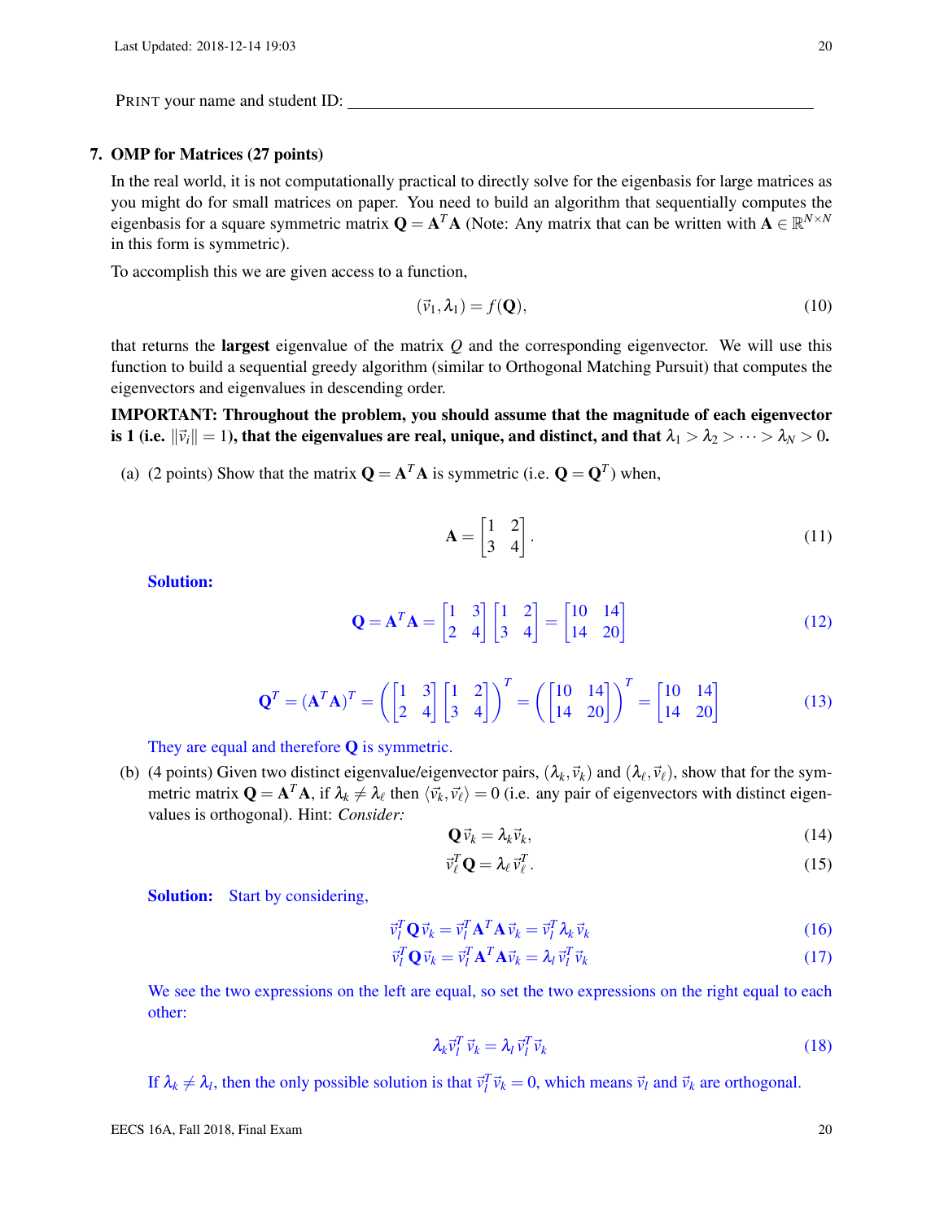PRINT your name and student ID: \_\_\_\_\_\_\_\_\_\_\_\_\_\_\_\_\_\_\_\_\_\_\_\_\_\_\_\_\_\_\_\_\_\_\_\_\_\_\_\_

## 7. OMP for Matrices (27 points)

In the real world, it is not computationally practical to directly solve for the eigenbasis for large matrices as you might do for small matrices on paper. You need to build an algorithm that sequentially computes the eigenbasis for a square symmetric matrix $\mathbf{Q} = \mathbf{A}^T\mathbf{A}$ (Note: Any matrix that can be written with $\mathbf{A} \in \mathbb{R}^{N\times N}$ in this form is symmetric).

To accomplish this we are given access to a function,

$$(\vec{v}_1, \lambda_1) = f(\mathbf{Q}), \tag{10}$$

that returns the **largest** eigenvalue of the matrix $Q$ and the corresponding eigenvector. We will use this function to build a sequential greedy algorithm (similar to Orthogonal Matching Pursuit) that computes the eigenvectors and eigenvalues in descending order.

**IMPORTANT: Throughout the problem, you should assume that the magnitude of each eigenvector is 1 (i.e. $\|\vec{v}_i\| = 1$), that the eigenvalues are real, unique, and distinct, and that $\lambda_1 > \lambda_2 > \cdots > \lambda_N > 0$.**

(a) (2 points) Show that the matrix $\mathbf{Q} = \mathbf{A}^T\mathbf{A}$ is symmetric (i.e. $\mathbf{Q} = \mathbf{Q}^T$) when,

$$\mathbf{A} = \begin{bmatrix} 1 & 2 \\ 3 & 4 \end{bmatrix}. \tag{11}$$

**Solution:**

$$\mathbf{Q} = \mathbf{A}^T\mathbf{A} = \begin{bmatrix} 1 & 3 \\ 2 & 4 \end{bmatrix}\begin{bmatrix} 1 & 2 \\ 3 & 4 \end{bmatrix} = \begin{bmatrix} 10 & 14 \\ 14 & 20 \end{bmatrix} \tag{12}$$

$$\mathbf{Q}^T = (\mathbf{A}^T\mathbf{A})^T = \left(\begin{bmatrix} 1 & 3 \\ 2 & 4 \end{bmatrix}\begin{bmatrix} 1 & 2 \\ 3 & 4 \end{bmatrix}\right)^T = \left(\begin{bmatrix} 10 & 14 \\ 14 & 20 \end{bmatrix}\right)^T = \begin{bmatrix} 10 & 14 \\ 14 & 20 \end{bmatrix} \tag{13}$$

They are equal and therefore $\mathbf{Q}$ is symmetric.

(b) (4 points) Given two distinct eigenvalue/eigenvector pairs, $(\lambda_k, \vec{v}_k)$ and $(\lambda_\ell, \vec{v}_\ell)$, show that for the symmetric matrix $\mathbf{Q} = \mathbf{A}^T\mathbf{A}$, if $\lambda_k \neq \lambda_\ell$ then $\langle \vec{v}_k, \vec{v}_\ell \rangle = 0$ (i.e. any pair of eigenvectors with distinct eigenvalues is orthogonal). Hint: *Consider:*

$$\mathbf{Q}\vec{v}_k = \lambda_k \vec{v}_k, \tag{14}$$

$$\vec{v}_\ell^T\mathbf{Q} = \lambda_\ell \vec{v}_\ell^T. \tag{15}$$

**Solution:** Start by considering,

$$\vec{v}_l^T\mathbf{Q}\vec{v}_k = \vec{v}_l^T\mathbf{A}^T\mathbf{A}\vec{v}_k = \vec{v}_l^T\lambda_k\vec{v}_k \tag{16}$$

$$\vec{v}_l^T\mathbf{Q}\vec{v}_k = \vec{v}_l^T\mathbf{A}^T\mathbf{A}\vec{v}_k = \lambda_l\vec{v}_l^T\vec{v}_k \tag{17}$$

We see the two expressions on the left are equal, so set the two expressions on the right equal to each other:

$$\lambda_k\vec{v}_l^T\vec{v}_k = \lambda_l\vec{v}_l^T\vec{v}_k \tag{18}$$

If $\lambda_k \neq \lambda_l$, then the only possible solution is that $\vec{v}_l^T\vec{v}_k = 0$, which means $\vec{v}_l$ and $\vec{v}_k$ are orthogonal.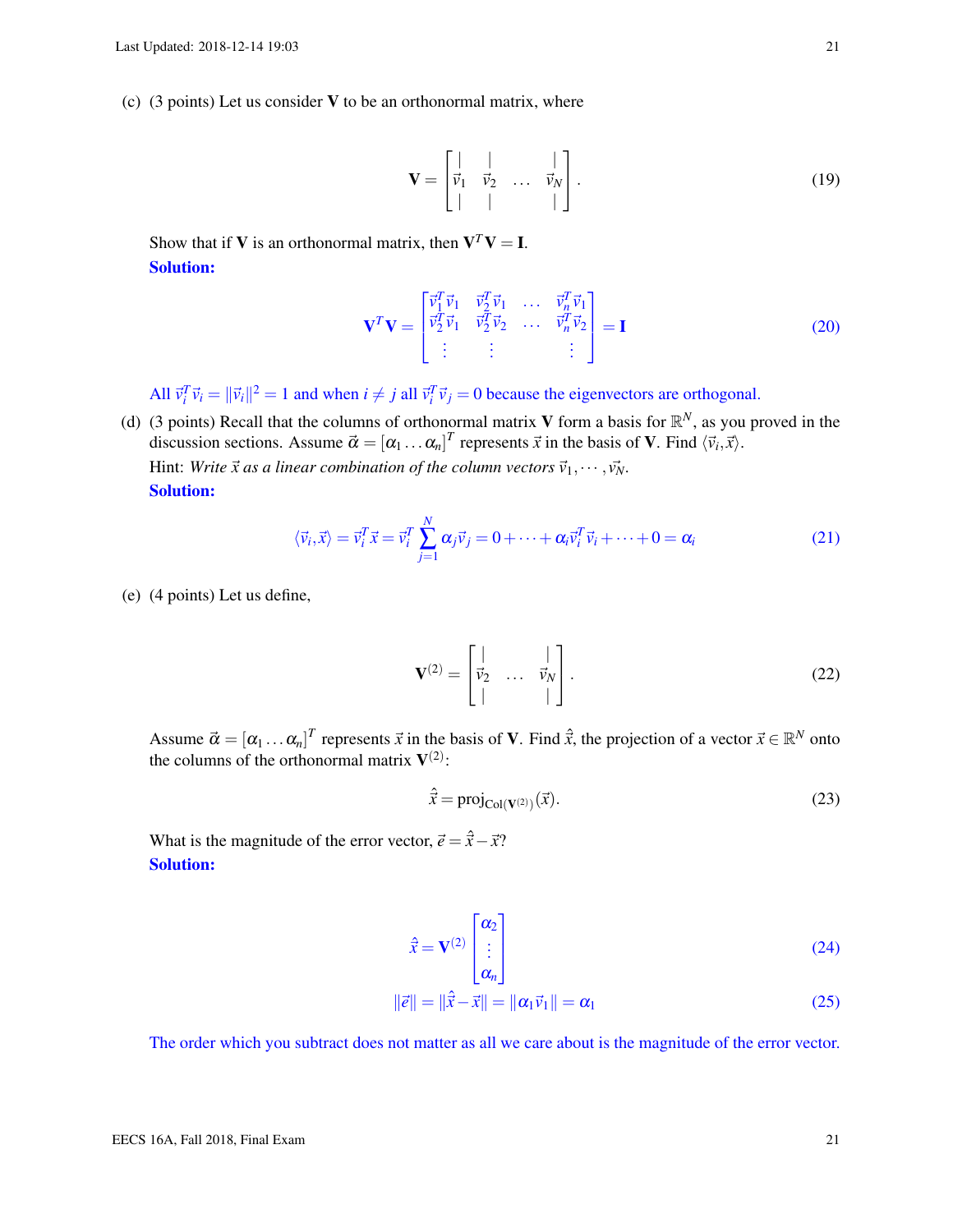(c) (3 points) Let us consider $\mathbf{V}$ to be an orthonormal matrix, where

$$\mathbf{V} = \begin{bmatrix} | & | & & | \\ \vec{v}_1 & \vec{v}_2 & \dots & \vec{v}_N \\ | & | & & | \end{bmatrix}. \tag{19}$$

Show that if $\mathbf{V}$ is an orthonormal matrix, then $\mathbf{V}^T\mathbf{V} = \mathbf{I}$.

**Solution:**

$$\mathbf{V}^T\mathbf{V} = \begin{bmatrix} \vec{v}_1^T\vec{v}_1 & \vec{v}_2^T\vec{v}_1 & \dots & \vec{v}_n^T\vec{v}_1 \\ \vec{v}_2^T\vec{v}_1 & \vec{v}_2^T\vec{v}_2 & \dots & \vec{v}_n^T\vec{v}_2 \\ \vdots & \vdots & & \vdots \end{bmatrix} = \mathbf{I} \tag{20}$$

All $\vec{v}_i^T\vec{v}_i = \|\vec{v}_i\|^2 = 1$ and when $i \neq j$ all $\vec{v}_i^T\vec{v}_j = 0$ because the eigenvectors are orthogonal.

(d) (3 points) Recall that the columns of orthonormal matrix $\mathbf{V}$ form a basis for $\mathbb{R}^N$, as you proved in the discussion sections. Assume $\vec{\alpha} = [\alpha_1 \dots \alpha_n]^T$ represents $\vec{x}$ in the basis of $\mathbf{V}$. Find $\langle \vec{v}_i, \vec{x} \rangle$.

Hint: *Write $\vec{x}$ as a linear combination of the column vectors $\vec{v}_1, \cdots, \vec{v}_N$.*

**Solution:**

$$\langle \vec{v}_i, \vec{x} \rangle = \vec{v}_i^T\vec{x} = \vec{v}_i^T \sum_{j=1}^{N} \alpha_j \vec{v}_j = 0 + \cdots + \alpha_i \vec{v}_i^T\vec{v}_i + \cdots + 0 = \alpha_i \tag{21}$$

(e) (4 points) Let us define,

$$\mathbf{V}^{(2)} = \begin{bmatrix} | & & | \\ \vec{v}_2 & \dots & \vec{v}_N \\ | & & | \end{bmatrix}. \tag{22}$$

Assume $\vec{\alpha} = [\alpha_1 \dots \alpha_n]^T$ represents $\vec{x}$ in the basis of $\mathbf{V}$. Find $\hat{\vec{x}}$, the projection of a vector $\vec{x} \in \mathbb{R}^N$ onto the columns of the orthonormal matrix $\mathbf{V}^{(2)}$:

$$\hat{\vec{x}} = \text{proj}_{\text{Col}(\mathbf{V}^{(2)})}(\vec{x}). \tag{23}$$

What is the magnitude of the error vector, $\vec{e} = \hat{\vec{x}} - \vec{x}$?

**Solution:**

$$\hat{\vec{x}} = \mathbf{V}^{(2)} \begin{bmatrix} \alpha_2 \\ \vdots \\ \alpha_n \end{bmatrix} \tag{24}$$

$$\|\vec{e}\| = \|\hat{\vec{x}} - \vec{x}\| = \|\alpha_1 \vec{v}_1\| = \alpha_1 \tag{25}$$

The order which you subtract does not matter as all we care about is the magnitude of the error vector.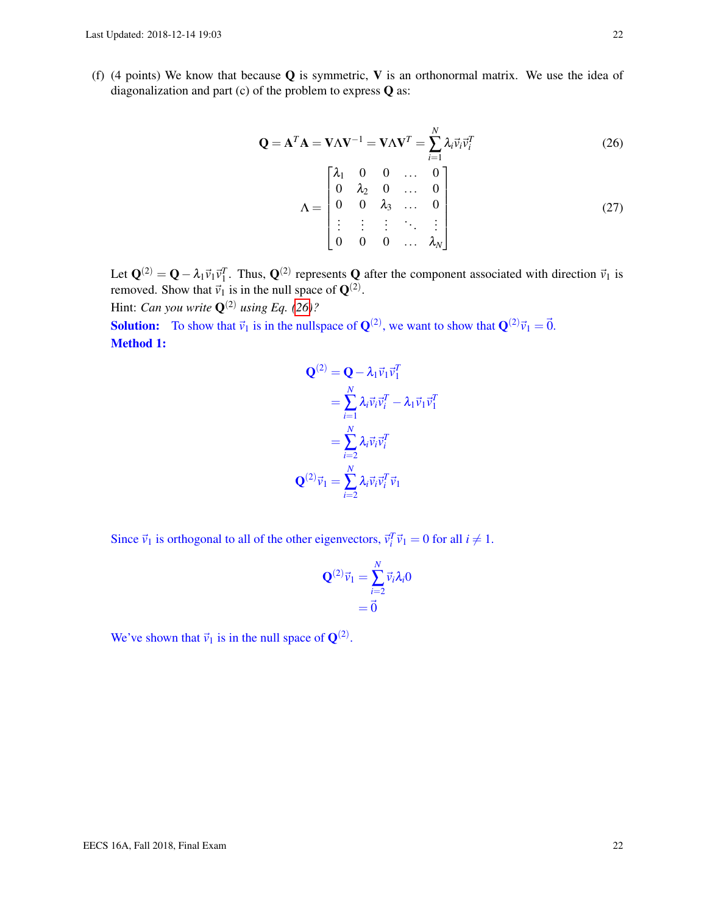(f) (4 points) We know that because $\mathbf{Q}$ is symmetric, $\mathbf{V}$ is an orthonormal matrix. We use the idea of diagonalization and part (c) of the problem to express $\mathbf{Q}$ as:

$$\mathbf{Q} = \mathbf{A}^T\mathbf{A} = \mathbf{V}\Lambda\mathbf{V}^{-1} = \mathbf{V}\Lambda\mathbf{V}^T = \sum_{i=1}^{N} \lambda_i \vec{v}_i \vec{v}_i^T \tag{26}$$

$$\Lambda = \begin{bmatrix} \lambda_1 & 0 & 0 & \dots & 0 \\ 0 & \lambda_2 & 0 & \dots & 0 \\ 0 & 0 & \lambda_3 & \dots & 0 \\ \vdots & \vdots & \vdots & \ddots & \vdots \\ 0 & 0 & 0 & \dots & \lambda_N \end{bmatrix} \tag{27}$$

Let $\mathbf{Q}^{(2)} = \mathbf{Q} - \lambda_1 \vec{v}_1 \vec{v}_1^T$. Thus, $\mathbf{Q}^{(2)}$ represents $\mathbf{Q}$ after the component associated with direction $\vec{v}_1$ is removed. Show that $\vec{v}_1$ is in the null space of $\mathbf{Q}^{(2)}$.

Hint: *Can you write $\mathbf{Q}^{(2)}$ using Eq. (26)?*

**Solution:** To show that $\vec{v}_1$ is in the nullspace of $\mathbf{Q}^{(2)}$, we want to show that $\mathbf{Q}^{(2)}\vec{v}_1 = \vec{0}$.

**Method 1:**

$$\begin{aligned}
\mathbf{Q}^{(2)} &= \mathbf{Q} - \lambda_1 \vec{v}_1 \vec{v}_1^T \\
&= \sum_{i=1}^{N} \lambda_i \vec{v}_i \vec{v}_i^T - \lambda_1 \vec{v}_1 \vec{v}_1^T \\
&= \sum_{i=2}^{N} \lambda_i \vec{v}_i \vec{v}_i^T \\
\mathbf{Q}^{(2)}\vec{v}_1 &= \sum_{i=2}^{N} \lambda_i \vec{v}_i \vec{v}_i^T \vec{v}_1
\end{aligned}$$

Since $\vec{v}_1$ is orthogonal to all of the other eigenvectors, $\vec{v}_i^T \vec{v}_1 = 0$ for all $i \neq 1$.

$$\begin{aligned}
\mathbf{Q}^{(2)}\vec{v}_1 &= \sum_{i=2}^{N} \vec{v}_i \lambda_i 0 \\
&= \vec{0}
\end{aligned}$$

We've shown that $\vec{v}_1$ is in the null space of $\mathbf{Q}^{(2)}$.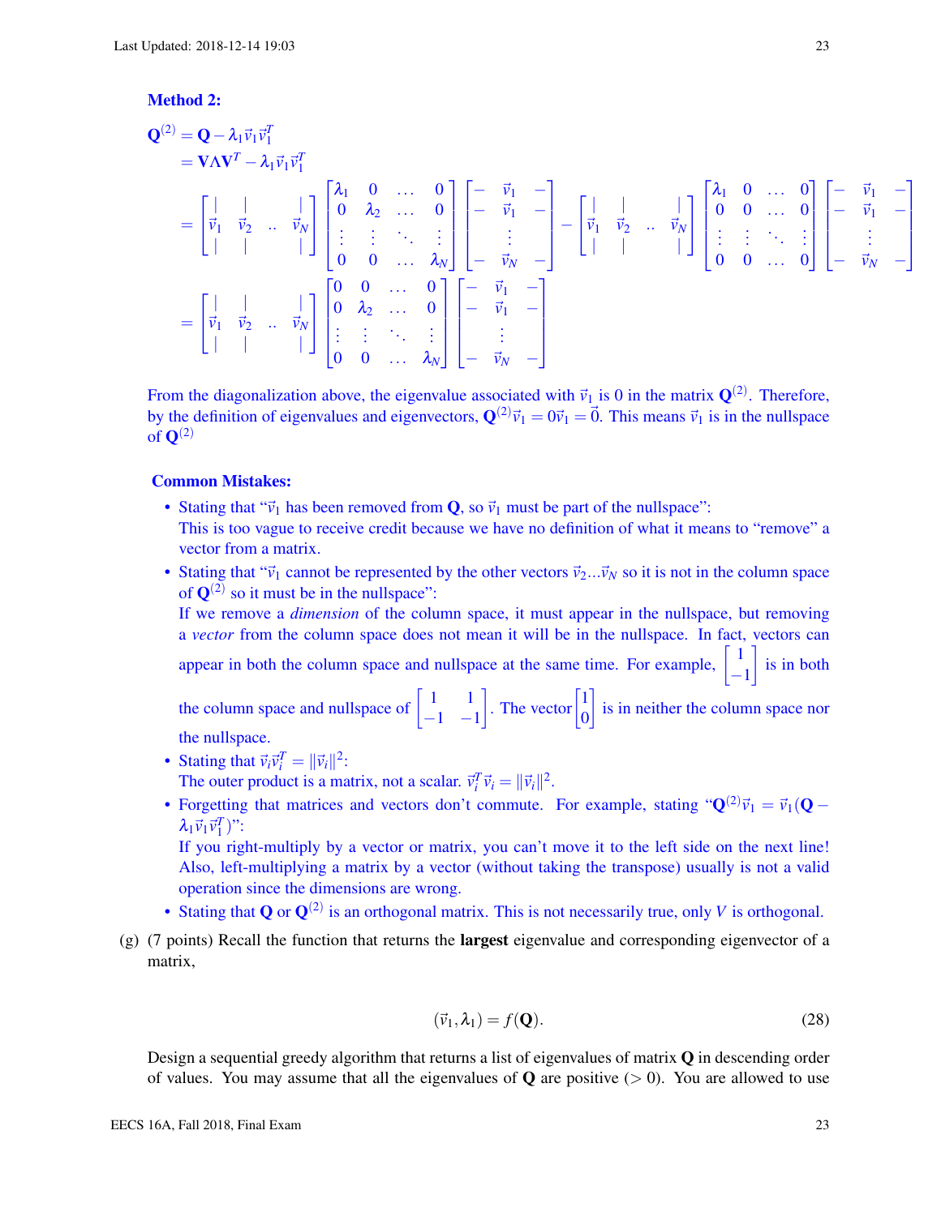**Method 2:**

$$
\begin{aligned}
\mathbf{Q}^{(2)} &= \mathbf{Q} - \lambda_1 \vec{v}_1 \vec{v}_1^T \\
&= \mathbf{V}\Lambda\mathbf{V}^T - \lambda_1 \vec{v}_1 \vec{v}_1^T \\
&= \begin{bmatrix} | & | & & | \\ \vec{v}_1 & \vec{v}_2 & .. & \vec{v}_N \\ | & | & & | \end{bmatrix} \begin{bmatrix} \lambda_1 & 0 & \dots & 0 \\ 0 & \lambda_2 & \dots & 0 \\ \vdots & \vdots & \ddots & \vdots \\ 0 & 0 & \dots & \lambda_N \end{bmatrix} \begin{bmatrix} - & \vec{v}_1 & - \\ - & \vec{v}_1 & - \\ & \vdots & \\ - & \vec{v}_N & - \end{bmatrix} - \begin{bmatrix} | & | & & | \\ \vec{v}_1 & \vec{v}_2 & .. & \vec{v}_N \\ | & | & & | \end{bmatrix} \begin{bmatrix} \lambda_1 & 0 & \dots & 0 \\ 0 & 0 & \dots & 0 \\ \vdots & \vdots & \ddots & \vdots \\ 0 & 0 & \dots & 0 \end{bmatrix} \begin{bmatrix} - & \vec{v}_1 & - \\ - & \vec{v}_1 & - \\ & \vdots & \\ - & \vec{v}_N & - \end{bmatrix} \\
&= \begin{bmatrix} | & | & & | \\ \vec{v}_1 & \vec{v}_2 & .. & \vec{v}_N \\ | & | & & | \end{bmatrix} \begin{bmatrix} 0 & 0 & \dots & 0 \\ 0 & \lambda_2 & \dots & 0 \\ \vdots & \vdots & \ddots & \vdots \\ 0 & 0 & \dots & \lambda_N \end{bmatrix} \begin{bmatrix} - & \vec{v}_1 & - \\ - & \vec{v}_1 & - \\ & \vdots & \\ - & \vec{v}_N & - \end{bmatrix}
\end{aligned}
$$

From the diagonalization above, the eigenvalue associated with $\vec{v}_1$ is 0 in the matrix $\mathbf{Q}^{(2)}$. Therefore, by the definition of eigenvalues and eigenvectors, $\mathbf{Q}^{(2)}\vec{v}_1 = 0\vec{v}_1 = \vec{0}$. This means $\vec{v}_1$ is in the nullspace of $\mathbf{Q}^{(2)}$

**Common Mistakes:**

- Stating that "$\vec{v}_1$ has been removed from $\mathbf{Q}$, so $\vec{v}_1$ must be part of the nullspace":
  This is too vague to receive credit because we have no definition of what it means to "remove" a vector from a matrix.
- Stating that "$\vec{v}_1$ cannot be represented by the other vectors $\vec{v}_2 ... \vec{v}_N$ so it is not in the column space of $\mathbf{Q}^{(2)}$ so it must be in the nullspace":
  If we remove a *dimension* of the column space, it must appear in the nullspace, but removing a *vector* from the column space does not mean it will be in the nullspace. In fact, vectors can appear in both the column space and nullspace at the same time. For example, $\begin{bmatrix} 1 \\ -1 \end{bmatrix}$ is in both the column space and nullspace of $\begin{bmatrix} 1 & 1 \\ -1 & -1 \end{bmatrix}$. The vector $\begin{bmatrix} 1 \\ 0 \end{bmatrix}$ is in neither the column space nor the nullspace.
- Stating that $\vec{v}_i \vec{v}_i^T = \|\vec{v}_i\|^2$:
  The outer product is a matrix, not a scalar. $\vec{v}_i^T \vec{v}_i = \|\vec{v}_i\|^2$.
- Forgetting that matrices and vectors don't commute. For example, stating "$\mathbf{Q}^{(2)}\vec{v}_1 = \vec{v}_1(\mathbf{Q} - \lambda_1 \vec{v}_1 \vec{v}_1^T)$":
  If you right-multiply by a vector or matrix, you can't move it to the left side on the next line! Also, left-multiplying a matrix by a vector (without taking the transpose) usually is not a valid operation since the dimensions are wrong.
- Stating that $\mathbf{Q}$ or $\mathbf{Q}^{(2)}$ is an orthogonal matrix. This is not necessarily true, only $V$ is orthogonal.

(g) (7 points) Recall the function that returns the **largest** eigenvalue and corresponding eigenvector of a matrix,

$$(\vec{v}_1, \lambda_1) = f(\mathbf{Q}). \tag{28}$$

Design a sequential greedy algorithm that returns a list of eigenvalues of matrix $\mathbf{Q}$ in descending order of values. You may assume that all the eigenvalues of $\mathbf{Q}$ are positive ($> 0$). You are allowed to use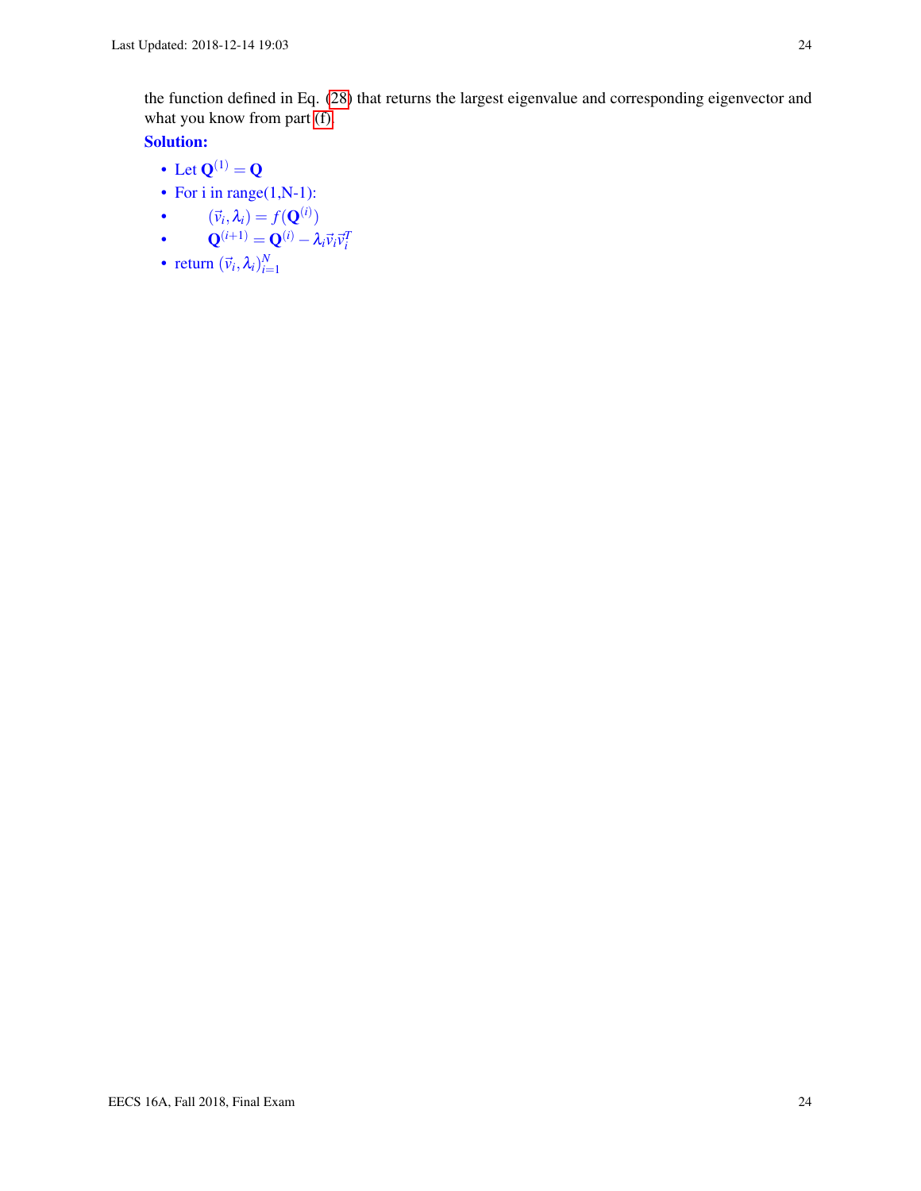the function defined in Eq. (28) that returns the largest eigenvalue and corresponding eigenvector and what you know from part (f).

**Solution:**

- Let $\mathbf{Q}^{(1)} = \mathbf{Q}$
- For i in range(1,N-1):
- $\quad (\vec{v}_i, \lambda_i) = f(\mathbf{Q}^{(i)})$
- $\quad \mathbf{Q}^{(i+1)} = \mathbf{Q}^{(i)} - \lambda_i \vec{v}_i \vec{v}_i^T$
- return $(\vec{v}_i, \lambda_i)_{i=1}^{N}$